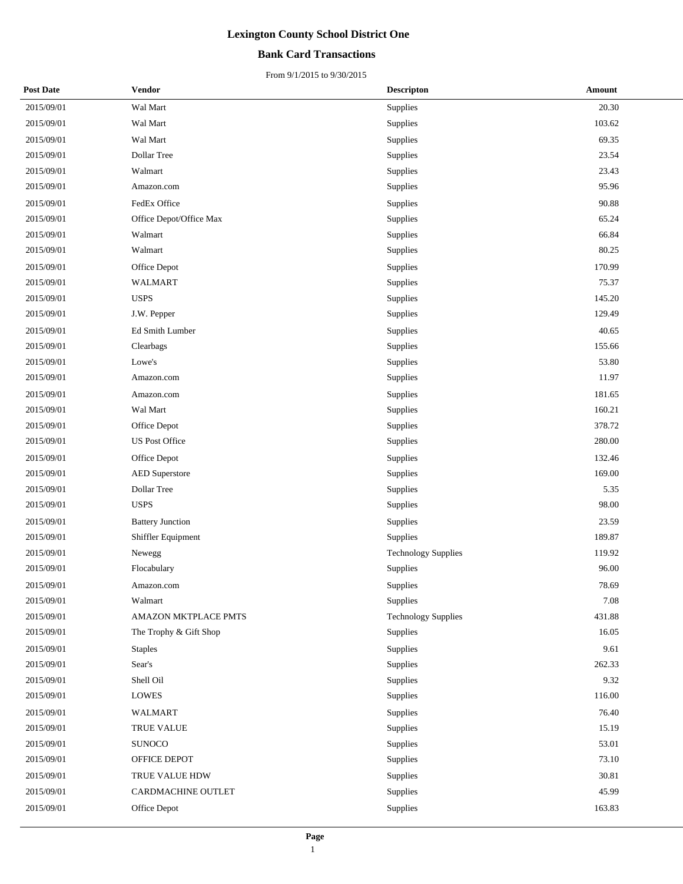# Lexington County School District One

## Bank Card Transactions

From 9/1/2015 to 9/30/2015

| Post Date | Vendor | Descripton | Amount |
|---|---|---|---|
| 2015/09/01 | Wal Mart | Supplies | 20.30 |
| 2015/09/01 | Wal Mart | Supplies | 103.62 |
| 2015/09/01 | Wal Mart | Supplies | 69.35 |
| 2015/09/01 | Dollar Tree | Supplies | 23.54 |
| 2015/09/01 | Walmart | Supplies | 23.43 |
| 2015/09/01 | Amazon.com | Supplies | 95.96 |
| 2015/09/01 | FedEx Office | Supplies | 90.88 |
| 2015/09/01 | Office Depot/Office Max | Supplies | 65.24 |
| 2015/09/01 | Walmart | Supplies | 66.84 |
| 2015/09/01 | Walmart | Supplies | 80.25 |
| 2015/09/01 | Office Depot | Supplies | 170.99 |
| 2015/09/01 | WALMART | Supplies | 75.37 |
| 2015/09/01 | USPS | Supplies | 145.20 |
| 2015/09/01 | J.W. Pepper | Supplies | 129.49 |
| 2015/09/01 | Ed Smith Lumber | Supplies | 40.65 |
| 2015/09/01 | Clearbags | Supplies | 155.66 |
| 2015/09/01 | Lowe's | Supplies | 53.80 |
| 2015/09/01 | Amazon.com | Supplies | 11.97 |
| 2015/09/01 | Amazon.com | Supplies | 181.65 |
| 2015/09/01 | Wal Mart | Supplies | 160.21 |
| 2015/09/01 | Office Depot | Supplies | 378.72 |
| 2015/09/01 | US Post Office | Supplies | 280.00 |
| 2015/09/01 | Office Depot | Supplies | 132.46 |
| 2015/09/01 | AED Superstore | Supplies | 169.00 |
| 2015/09/01 | Dollar Tree | Supplies | 5.35 |
| 2015/09/01 | USPS | Supplies | 98.00 |
| 2015/09/01 | Battery Junction | Supplies | 23.59 |
| 2015/09/01 | Shiffler Equipment | Supplies | 189.87 |
| 2015/09/01 | Newegg | Technology Supplies | 119.92 |
| 2015/09/01 | Flocabulary | Supplies | 96.00 |
| 2015/09/01 | Amazon.com | Supplies | 78.69 |
| 2015/09/01 | Walmart | Supplies | 7.08 |
| 2015/09/01 | AMAZON MKTPLACE PMTS | Technology Supplies | 431.88 |
| 2015/09/01 | The Trophy & Gift Shop | Supplies | 16.05 |
| 2015/09/01 | Staples | Supplies | 9.61 |
| 2015/09/01 | Sear's | Supplies | 262.33 |
| 2015/09/01 | Shell Oil | Supplies | 9.32 |
| 2015/09/01 | LOWES | Supplies | 116.00 |
| 2015/09/01 | WALMART | Supplies | 76.40 |
| 2015/09/01 | TRUE VALUE | Supplies | 15.19 |
| 2015/09/01 | SUNOCO | Supplies | 53.01 |
| 2015/09/01 | OFFICE DEPOT | Supplies | 73.10 |
| 2015/09/01 | TRUE VALUE HDW | Supplies | 30.81 |
| 2015/09/01 | CARDMACHINE OUTLET | Supplies | 45.99 |
| 2015/09/01 | Office Depot | Supplies | 163.83 |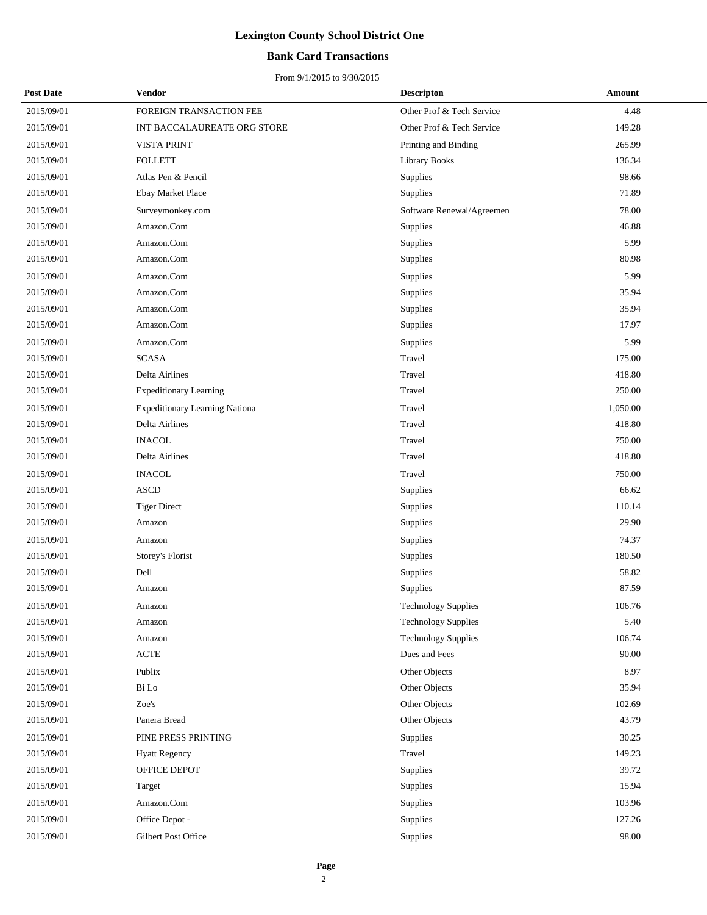# Lexington County School District One

## Bank Card Transactions

From 9/1/2015 to 9/30/2015

| Post Date | Vendor | Descripton | Amount |
|---|---|---|---|
| 2015/09/01 | FOREIGN TRANSACTION FEE | Other Prof & Tech Service | 4.48 |
| 2015/09/01 | INT BACCALAUREATE ORG STORE | Other Prof & Tech Service | 149.28 |
| 2015/09/01 | VISTA PRINT | Printing and Binding | 265.99 |
| 2015/09/01 | FOLLETT | Library Books | 136.34 |
| 2015/09/01 | Atlas Pen & Pencil | Supplies | 98.66 |
| 2015/09/01 | Ebay Market Place | Supplies | 71.89 |
| 2015/09/01 | Surveymonkey.com | Software Renewal/Agreemen | 78.00 |
| 2015/09/01 | Amazon.Com | Supplies | 46.88 |
| 2015/09/01 | Amazon.Com | Supplies | 5.99 |
| 2015/09/01 | Amazon.Com | Supplies | 80.98 |
| 2015/09/01 | Amazon.Com | Supplies | 5.99 |
| 2015/09/01 | Amazon.Com | Supplies | 35.94 |
| 2015/09/01 | Amazon.Com | Supplies | 35.94 |
| 2015/09/01 | Amazon.Com | Supplies | 17.97 |
| 2015/09/01 | Amazon.Com | Supplies | 5.99 |
| 2015/09/01 | SCASA | Travel | 175.00 |
| 2015/09/01 | Delta Airlines | Travel | 418.80 |
| 2015/09/01 | Expeditionary Learning | Travel | 250.00 |
| 2015/09/01 | Expeditionary Learning Nationa | Travel | 1,050.00 |
| 2015/09/01 | Delta Airlines | Travel | 418.80 |
| 2015/09/01 | INACOL | Travel | 750.00 |
| 2015/09/01 | Delta Airlines | Travel | 418.80 |
| 2015/09/01 | INACOL | Travel | 750.00 |
| 2015/09/01 | ASCD | Supplies | 66.62 |
| 2015/09/01 | Tiger Direct | Supplies | 110.14 |
| 2015/09/01 | Amazon | Supplies | 29.90 |
| 2015/09/01 | Amazon | Supplies | 74.37 |
| 2015/09/01 | Storey's Florist | Supplies | 180.50 |
| 2015/09/01 | Dell | Supplies | 58.82 |
| 2015/09/01 | Amazon | Supplies | 87.59 |
| 2015/09/01 | Amazon | Technology Supplies | 106.76 |
| 2015/09/01 | Amazon | Technology Supplies | 5.40 |
| 2015/09/01 | Amazon | Technology Supplies | 106.74 |
| 2015/09/01 | ACTE | Dues and Fees | 90.00 |
| 2015/09/01 | Publix | Other Objects | 8.97 |
| 2015/09/01 | Bi Lo | Other Objects | 35.94 |
| 2015/09/01 | Zoe's | Other Objects | 102.69 |
| 2015/09/01 | Panera Bread | Other Objects | 43.79 |
| 2015/09/01 | PINE PRESS PRINTING | Supplies | 30.25 |
| 2015/09/01 | Hyatt Regency | Travel | 149.23 |
| 2015/09/01 | OFFICE DEPOT | Supplies | 39.72 |
| 2015/09/01 | Target | Supplies | 15.94 |
| 2015/09/01 | Amazon.Com | Supplies | 103.96 |
| 2015/09/01 | Office Depot - | Supplies | 127.26 |
| 2015/09/01 | Gilbert Post Office | Supplies | 98.00 |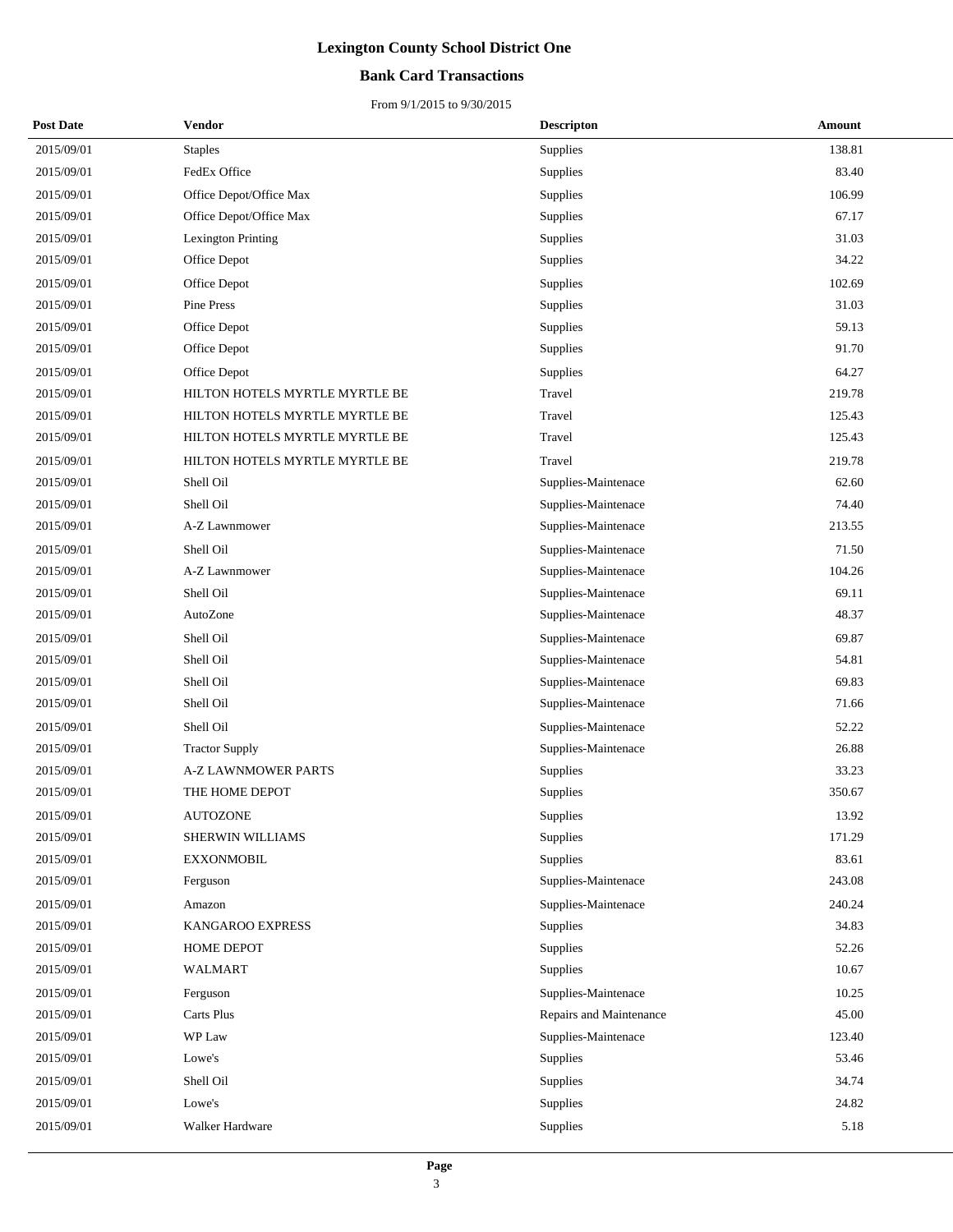# Lexington County School District One

## Bank Card Transactions

From 9/1/2015 to 9/30/2015

| Post Date | Vendor | Descripton | Amount |
|---|---|---|---|
| 2015/09/01 | Staples | Supplies | 138.81 |
| 2015/09/01 | FedEx Office | Supplies | 83.40 |
| 2015/09/01 | Office Depot/Office Max | Supplies | 106.99 |
| 2015/09/01 | Office Depot/Office Max | Supplies | 67.17 |
| 2015/09/01 | Lexington Printing | Supplies | 31.03 |
| 2015/09/01 | Office Depot | Supplies | 34.22 |
| 2015/09/01 | Office Depot | Supplies | 102.69 |
| 2015/09/01 | Pine Press | Supplies | 31.03 |
| 2015/09/01 | Office Depot | Supplies | 59.13 |
| 2015/09/01 | Office Depot | Supplies | 91.70 |
| 2015/09/01 | Office Depot | Supplies | 64.27 |
| 2015/09/01 | HILTON HOTELS MYRTLE MYRTLE BE | Travel | 219.78 |
| 2015/09/01 | HILTON HOTELS MYRTLE MYRTLE BE | Travel | 125.43 |
| 2015/09/01 | HILTON HOTELS MYRTLE MYRTLE BE | Travel | 125.43 |
| 2015/09/01 | HILTON HOTELS MYRTLE MYRTLE BE | Travel | 219.78 |
| 2015/09/01 | Shell Oil | Supplies-Maintenace | 62.60 |
| 2015/09/01 | Shell Oil | Supplies-Maintenace | 74.40 |
| 2015/09/01 | A-Z Lawnmower | Supplies-Maintenace | 213.55 |
| 2015/09/01 | Shell Oil | Supplies-Maintenace | 71.50 |
| 2015/09/01 | A-Z Lawnmower | Supplies-Maintenace | 104.26 |
| 2015/09/01 | Shell Oil | Supplies-Maintenace | 69.11 |
| 2015/09/01 | AutoZone | Supplies-Maintenace | 48.37 |
| 2015/09/01 | Shell Oil | Supplies-Maintenace | 69.87 |
| 2015/09/01 | Shell Oil | Supplies-Maintenace | 54.81 |
| 2015/09/01 | Shell Oil | Supplies-Maintenace | 69.83 |
| 2015/09/01 | Shell Oil | Supplies-Maintenace | 71.66 |
| 2015/09/01 | Shell Oil | Supplies-Maintenace | 52.22 |
| 2015/09/01 | Tractor Supply | Supplies-Maintenace | 26.88 |
| 2015/09/01 | A-Z LAWNMOWER PARTS | Supplies | 33.23 |
| 2015/09/01 | THE HOME DEPOT | Supplies | 350.67 |
| 2015/09/01 | AUTOZONE | Supplies | 13.92 |
| 2015/09/01 | SHERWIN WILLIAMS | Supplies | 171.29 |
| 2015/09/01 | EXXONMOBIL | Supplies | 83.61 |
| 2015/09/01 | Ferguson | Supplies-Maintenace | 243.08 |
| 2015/09/01 | Amazon | Supplies-Maintenace | 240.24 |
| 2015/09/01 | KANGAROO EXPRESS | Supplies | 34.83 |
| 2015/09/01 | HOME DEPOT | Supplies | 52.26 |
| 2015/09/01 | WALMART | Supplies | 10.67 |
| 2015/09/01 | Ferguson | Supplies-Maintenace | 10.25 |
| 2015/09/01 | Carts Plus | Repairs and Maintenance | 45.00 |
| 2015/09/01 | WP Law | Supplies-Maintenace | 123.40 |
| 2015/09/01 | Lowe's | Supplies | 53.46 |
| 2015/09/01 | Shell Oil | Supplies | 34.74 |
| 2015/09/01 | Lowe's | Supplies | 24.82 |
| 2015/09/01 | Walker Hardware | Supplies | 5.18 |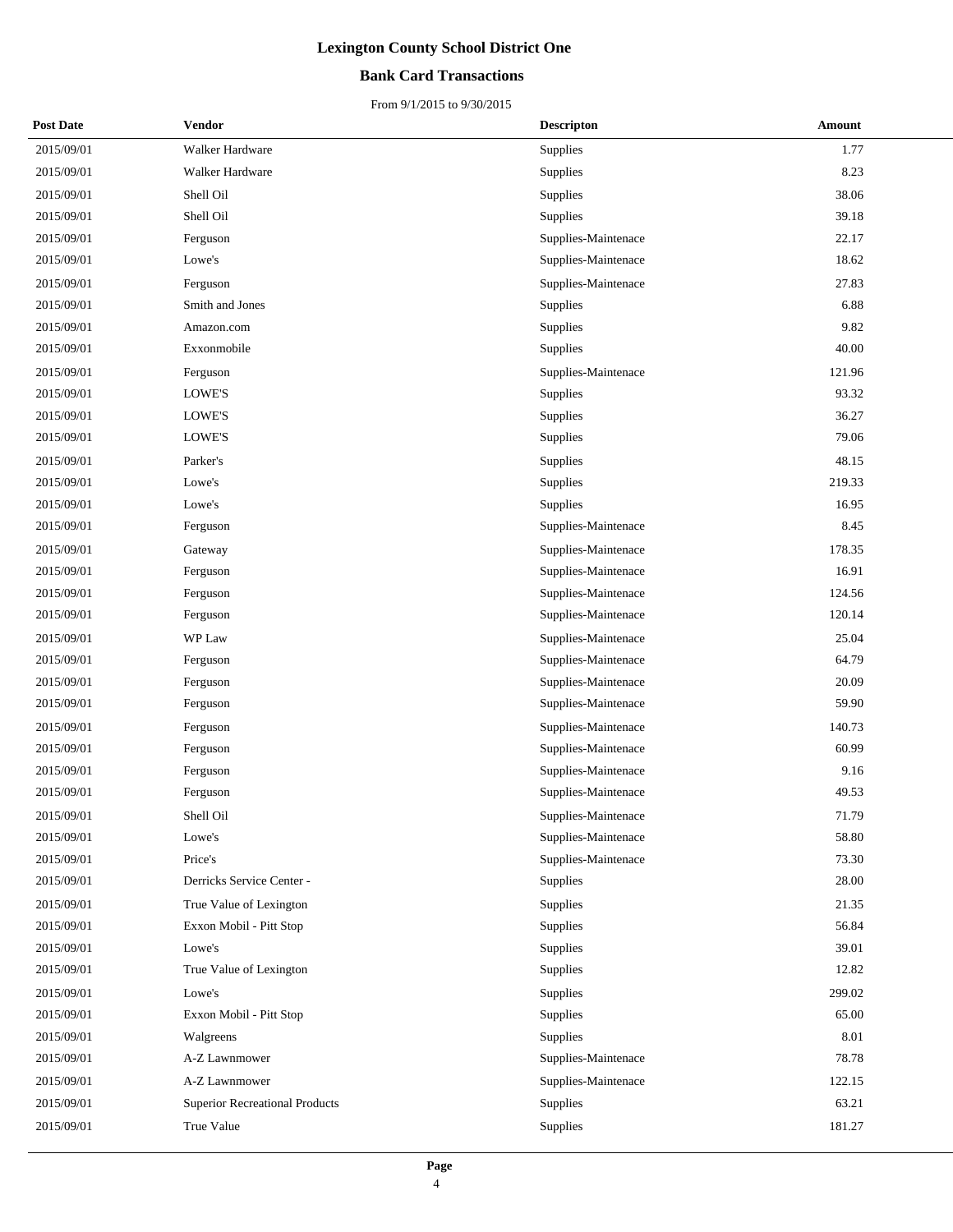# Lexington County School District One

## Bank Card Transactions

From 9/1/2015 to 9/30/2015

| Post Date | Vendor | Descripton | Amount |
|---|---|---|---|
| 2015/09/01 | Walker Hardware | Supplies | 1.77 |
| 2015/09/01 | Walker Hardware | Supplies | 8.23 |
| 2015/09/01 | Shell Oil | Supplies | 38.06 |
| 2015/09/01 | Shell Oil | Supplies | 39.18 |
| 2015/09/01 | Ferguson | Supplies-Maintenace | 22.17 |
| 2015/09/01 | Lowe's | Supplies-Maintenace | 18.62 |
| 2015/09/01 | Ferguson | Supplies-Maintenace | 27.83 |
| 2015/09/01 | Smith and Jones | Supplies | 6.88 |
| 2015/09/01 | Amazon.com | Supplies | 9.82 |
| 2015/09/01 | Exxonmobile | Supplies | 40.00 |
| 2015/09/01 | Ferguson | Supplies-Maintenace | 121.96 |
| 2015/09/01 | LOWE'S | Supplies | 93.32 |
| 2015/09/01 | LOWE'S | Supplies | 36.27 |
| 2015/09/01 | LOWE'S | Supplies | 79.06 |
| 2015/09/01 | Parker's | Supplies | 48.15 |
| 2015/09/01 | Lowe's | Supplies | 219.33 |
| 2015/09/01 | Lowe's | Supplies | 16.95 |
| 2015/09/01 | Ferguson | Supplies-Maintenace | 8.45 |
| 2015/09/01 | Gateway | Supplies-Maintenace | 178.35 |
| 2015/09/01 | Ferguson | Supplies-Maintenace | 16.91 |
| 2015/09/01 | Ferguson | Supplies-Maintenace | 124.56 |
| 2015/09/01 | Ferguson | Supplies-Maintenace | 120.14 |
| 2015/09/01 | WP Law | Supplies-Maintenace | 25.04 |
| 2015/09/01 | Ferguson | Supplies-Maintenace | 64.79 |
| 2015/09/01 | Ferguson | Supplies-Maintenace | 20.09 |
| 2015/09/01 | Ferguson | Supplies-Maintenace | 59.90 |
| 2015/09/01 | Ferguson | Supplies-Maintenace | 140.73 |
| 2015/09/01 | Ferguson | Supplies-Maintenace | 60.99 |
| 2015/09/01 | Ferguson | Supplies-Maintenace | 9.16 |
| 2015/09/01 | Ferguson | Supplies-Maintenace | 49.53 |
| 2015/09/01 | Shell Oil | Supplies-Maintenace | 71.79 |
| 2015/09/01 | Lowe's | Supplies-Maintenace | 58.80 |
| 2015/09/01 | Price's | Supplies-Maintenace | 73.30 |
| 2015/09/01 | Derricks Service Center - | Supplies | 28.00 |
| 2015/09/01 | True Value of Lexington | Supplies | 21.35 |
| 2015/09/01 | Exxon Mobil - Pitt Stop | Supplies | 56.84 |
| 2015/09/01 | Lowe's | Supplies | 39.01 |
| 2015/09/01 | True Value of Lexington | Supplies | 12.82 |
| 2015/09/01 | Lowe's | Supplies | 299.02 |
| 2015/09/01 | Exxon Mobil - Pitt Stop | Supplies | 65.00 |
| 2015/09/01 | Walgreens | Supplies | 8.01 |
| 2015/09/01 | A-Z Lawnmower | Supplies-Maintenace | 78.78 |
| 2015/09/01 | A-Z Lawnmower | Supplies-Maintenace | 122.15 |
| 2015/09/01 | Superior Recreational Products | Supplies | 63.21 |
| 2015/09/01 | True Value | Supplies | 181.27 |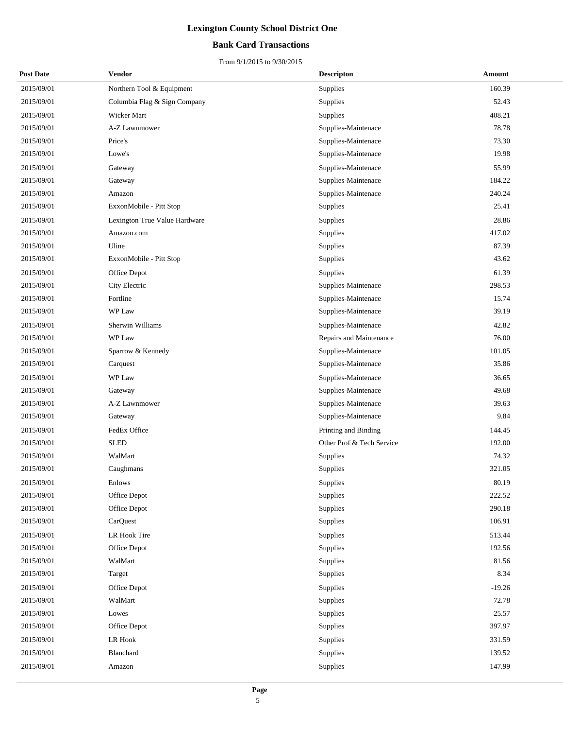# Lexington County School District One

## Bank Card Transactions

From 9/1/2015 to 9/30/2015

| Post Date | Vendor | Descripton | Amount |
|---|---|---|---|
| 2015/09/01 | Northern Tool & Equipment | Supplies | 160.39 |
| 2015/09/01 | Columbia Flag & Sign Company | Supplies | 52.43 |
| 2015/09/01 | Wicker Mart | Supplies | 408.21 |
| 2015/09/01 | A-Z Lawnmower | Supplies-Maintenace | 78.78 |
| 2015/09/01 | Price's | Supplies-Maintenace | 73.30 |
| 2015/09/01 | Lowe's | Supplies-Maintenace | 19.98 |
| 2015/09/01 | Gateway | Supplies-Maintenace | 55.99 |
| 2015/09/01 | Gateway | Supplies-Maintenace | 184.22 |
| 2015/09/01 | Amazon | Supplies-Maintenace | 240.24 |
| 2015/09/01 | ExxonMobile - Pitt Stop | Supplies | 25.41 |
| 2015/09/01 | Lexington True Value Hardware | Supplies | 28.86 |
| 2015/09/01 | Amazon.com | Supplies | 417.02 |
| 2015/09/01 | Uline | Supplies | 87.39 |
| 2015/09/01 | ExxonMobile - Pitt Stop | Supplies | 43.62 |
| 2015/09/01 | Office Depot | Supplies | 61.39 |
| 2015/09/01 | City Electric | Supplies-Maintenace | 298.53 |
| 2015/09/01 | Fortline | Supplies-Maintenace | 15.74 |
| 2015/09/01 | WP Law | Supplies-Maintenace | 39.19 |
| 2015/09/01 | Sherwin Williams | Supplies-Maintenace | 42.82 |
| 2015/09/01 | WP Law | Repairs and Maintenance | 76.00 |
| 2015/09/01 | Sparrow & Kennedy | Supplies-Maintenace | 101.05 |
| 2015/09/01 | Carquest | Supplies-Maintenace | 35.86 |
| 2015/09/01 | WP Law | Supplies-Maintenace | 36.65 |
| 2015/09/01 | Gateway | Supplies-Maintenace | 49.68 |
| 2015/09/01 | A-Z Lawnmower | Supplies-Maintenace | 39.63 |
| 2015/09/01 | Gateway | Supplies-Maintenace | 9.84 |
| 2015/09/01 | FedEx Office | Printing and Binding | 144.45 |
| 2015/09/01 | SLED | Other Prof & Tech Service | 192.00 |
| 2015/09/01 | WalMart | Supplies | 74.32 |
| 2015/09/01 | Caughmans | Supplies | 321.05 |
| 2015/09/01 | Enlows | Supplies | 80.19 |
| 2015/09/01 | Office Depot | Supplies | 222.52 |
| 2015/09/01 | Office Depot | Supplies | 290.18 |
| 2015/09/01 | CarQuest | Supplies | 106.91 |
| 2015/09/01 | LR Hook Tire | Supplies | 513.44 |
| 2015/09/01 | Office Depot | Supplies | 192.56 |
| 2015/09/01 | WalMart | Supplies | 81.56 |
| 2015/09/01 | Target | Supplies | 8.34 |
| 2015/09/01 | Office Depot | Supplies | -19.26 |
| 2015/09/01 | WalMart | Supplies | 72.78 |
| 2015/09/01 | Lowes | Supplies | 25.57 |
| 2015/09/01 | Office Depot | Supplies | 397.97 |
| 2015/09/01 | LR Hook | Supplies | 331.59 |
| 2015/09/01 | Blanchard | Supplies | 139.52 |
| 2015/09/01 | Amazon | Supplies | 147.99 |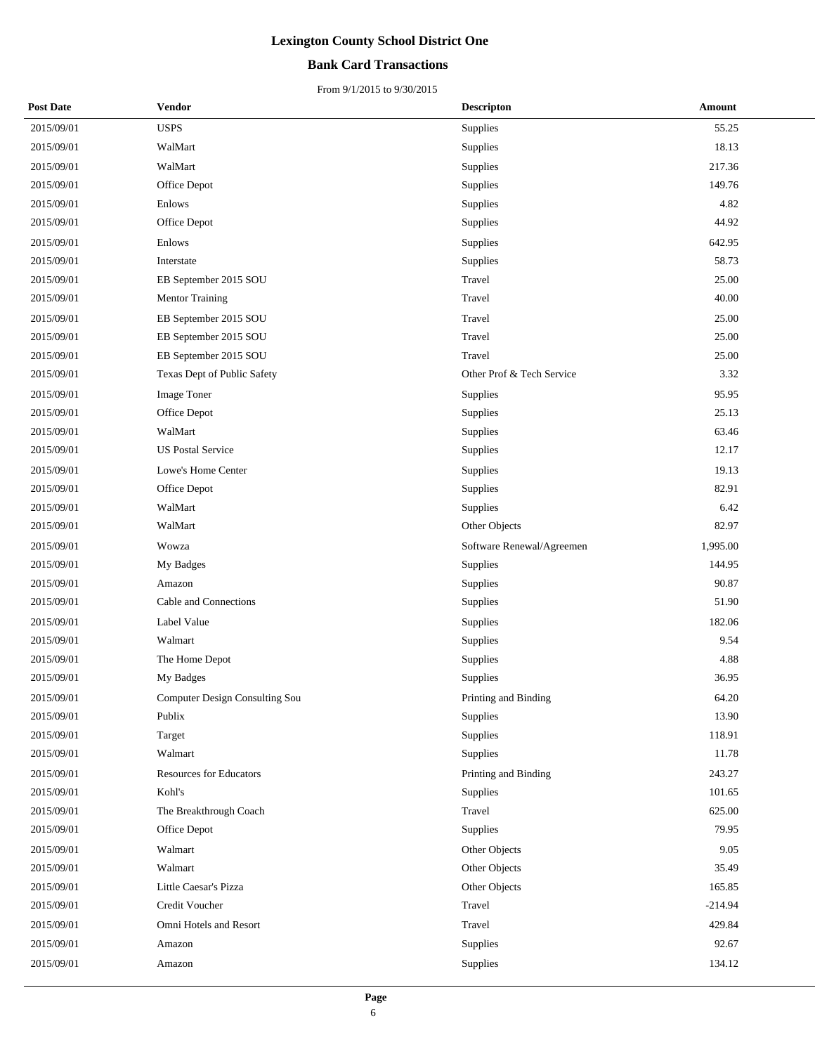# Lexington County School District One

## Bank Card Transactions

From 9/1/2015 to 9/30/2015

| Post Date | Vendor | Descripton | Amount |
|---|---|---|---|
| 2015/09/01 | USPS | Supplies | 55.25 |
| 2015/09/01 | WalMart | Supplies | 18.13 |
| 2015/09/01 | WalMart | Supplies | 217.36 |
| 2015/09/01 | Office Depot | Supplies | 149.76 |
| 2015/09/01 | Enlows | Supplies | 4.82 |
| 2015/09/01 | Office Depot | Supplies | 44.92 |
| 2015/09/01 | Enlows | Supplies | 642.95 |
| 2015/09/01 | Interstate | Supplies | 58.73 |
| 2015/09/01 | EB September 2015 SOU | Travel | 25.00 |
| 2015/09/01 | Mentor Training | Travel | 40.00 |
| 2015/09/01 | EB September 2015 SOU | Travel | 25.00 |
| 2015/09/01 | EB September 2015 SOU | Travel | 25.00 |
| 2015/09/01 | EB September 2015 SOU | Travel | 25.00 |
| 2015/09/01 | Texas Dept of Public Safety | Other Prof & Tech Service | 3.32 |
| 2015/09/01 | Image Toner | Supplies | 95.95 |
| 2015/09/01 | Office Depot | Supplies | 25.13 |
| 2015/09/01 | WalMart | Supplies | 63.46 |
| 2015/09/01 | US Postal Service | Supplies | 12.17 |
| 2015/09/01 | Lowe's Home Center | Supplies | 19.13 |
| 2015/09/01 | Office Depot | Supplies | 82.91 |
| 2015/09/01 | WalMart | Supplies | 6.42 |
| 2015/09/01 | WalMart | Other Objects | 82.97 |
| 2015/09/01 | Wowza | Software Renewal/Agreemen | 1,995.00 |
| 2015/09/01 | My Badges | Supplies | 144.95 |
| 2015/09/01 | Amazon | Supplies | 90.87 |
| 2015/09/01 | Cable and Connections | Supplies | 51.90 |
| 2015/09/01 | Label Value | Supplies | 182.06 |
| 2015/09/01 | Walmart | Supplies | 9.54 |
| 2015/09/01 | The Home Depot | Supplies | 4.88 |
| 2015/09/01 | My Badges | Supplies | 36.95 |
| 2015/09/01 | Computer Design Consulting Sou | Printing and Binding | 64.20 |
| 2015/09/01 | Publix | Supplies | 13.90 |
| 2015/09/01 | Target | Supplies | 118.91 |
| 2015/09/01 | Walmart | Supplies | 11.78 |
| 2015/09/01 | Resources for Educators | Printing and Binding | 243.27 |
| 2015/09/01 | Kohl's | Supplies | 101.65 |
| 2015/09/01 | The Breakthrough Coach | Travel | 625.00 |
| 2015/09/01 | Office Depot | Supplies | 79.95 |
| 2015/09/01 | Walmart | Other Objects | 9.05 |
| 2015/09/01 | Walmart | Other Objects | 35.49 |
| 2015/09/01 | Little Caesar's Pizza | Other Objects | 165.85 |
| 2015/09/01 | Credit Voucher | Travel | -214.94 |
| 2015/09/01 | Omni Hotels and Resort | Travel | 429.84 |
| 2015/09/01 | Amazon | Supplies | 92.67 |
| 2015/09/01 | Amazon | Supplies | 134.12 |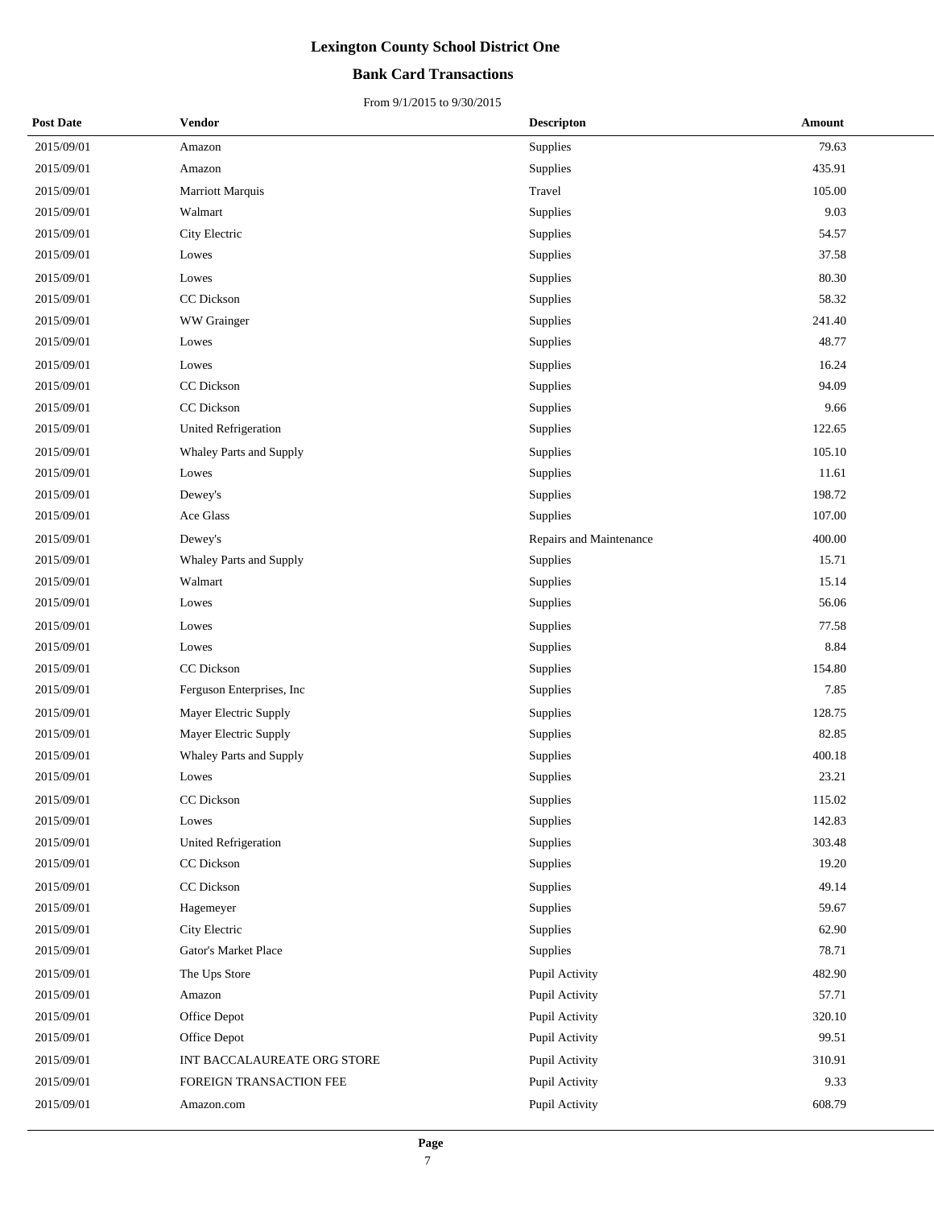# Lexington County School District One

## Bank Card Transactions

From 9/1/2015 to 9/30/2015

| Post Date | Vendor | Descripton | Amount |
|---|---|---|---|
| 2015/09/01 | Amazon | Supplies | 79.63 |
| 2015/09/01 | Amazon | Supplies | 435.91 |
| 2015/09/01 | Marriott Marquis | Travel | 105.00 |
| 2015/09/01 | Walmart | Supplies | 9.03 |
| 2015/09/01 | City Electric | Supplies | 54.57 |
| 2015/09/01 | Lowes | Supplies | 37.58 |
| 2015/09/01 | Lowes | Supplies | 80.30 |
| 2015/09/01 | CC Dickson | Supplies | 58.32 |
| 2015/09/01 | WW Grainger | Supplies | 241.40 |
| 2015/09/01 | Lowes | Supplies | 48.77 |
| 2015/09/01 | Lowes | Supplies | 16.24 |
| 2015/09/01 | CC Dickson | Supplies | 94.09 |
| 2015/09/01 | CC Dickson | Supplies | 9.66 |
| 2015/09/01 | United Refrigeration | Supplies | 122.65 |
| 2015/09/01 | Whaley Parts and Supply | Supplies | 105.10 |
| 2015/09/01 | Lowes | Supplies | 11.61 |
| 2015/09/01 | Dewey's | Supplies | 198.72 |
| 2015/09/01 | Ace Glass | Supplies | 107.00 |
| 2015/09/01 | Dewey's | Repairs and Maintenance | 400.00 |
| 2015/09/01 | Whaley Parts and Supply | Supplies | 15.71 |
| 2015/09/01 | Walmart | Supplies | 15.14 |
| 2015/09/01 | Lowes | Supplies | 56.06 |
| 2015/09/01 | Lowes | Supplies | 77.58 |
| 2015/09/01 | Lowes | Supplies | 8.84 |
| 2015/09/01 | CC Dickson | Supplies | 154.80 |
| 2015/09/01 | Ferguson Enterprises, Inc | Supplies | 7.85 |
| 2015/09/01 | Mayer Electric Supply | Supplies | 128.75 |
| 2015/09/01 | Mayer Electric Supply | Supplies | 82.85 |
| 2015/09/01 | Whaley Parts and Supply | Supplies | 400.18 |
| 2015/09/01 | Lowes | Supplies | 23.21 |
| 2015/09/01 | CC Dickson | Supplies | 115.02 |
| 2015/09/01 | Lowes | Supplies | 142.83 |
| 2015/09/01 | United Refrigeration | Supplies | 303.48 |
| 2015/09/01 | CC Dickson | Supplies | 19.20 |
| 2015/09/01 | CC Dickson | Supplies | 49.14 |
| 2015/09/01 | Hagemeyer | Supplies | 59.67 |
| 2015/09/01 | City Electric | Supplies | 62.90 |
| 2015/09/01 | Gator's Market Place | Supplies | 78.71 |
| 2015/09/01 | The Ups Store | Pupil Activity | 482.90 |
| 2015/09/01 | Amazon | Pupil Activity | 57.71 |
| 2015/09/01 | Office Depot | Pupil Activity | 320.10 |
| 2015/09/01 | Office Depot | Pupil Activity | 99.51 |
| 2015/09/01 | INT BACCALAUREATE ORG STORE | Pupil Activity | 310.91 |
| 2015/09/01 | FOREIGN TRANSACTION FEE | Pupil Activity | 9.33 |
| 2015/09/01 | Amazon.com | Pupil Activity | 608.79 |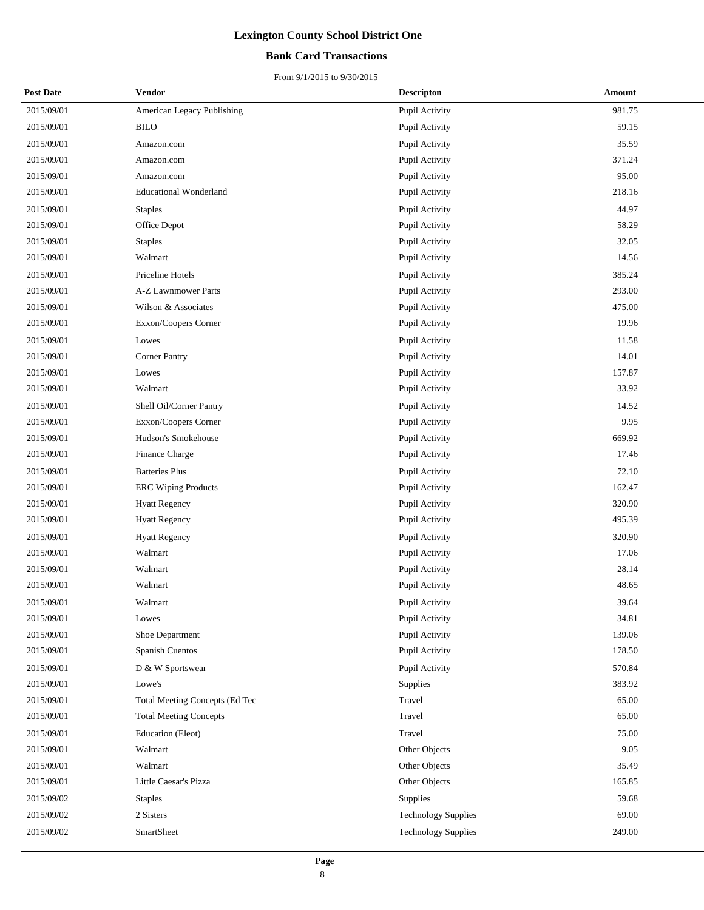# Lexington County School District One

## Bank Card Transactions

From 9/1/2015 to 9/30/2015

| Post Date | Vendor | Descripton | Amount |
| --- | --- | --- | --- |
| 2015/09/01 | American Legacy Publishing | Pupil Activity | 981.75 |
| 2015/09/01 | BILO | Pupil Activity | 59.15 |
| 2015/09/01 | Amazon.com | Pupil Activity | 35.59 |
| 2015/09/01 | Amazon.com | Pupil Activity | 371.24 |
| 2015/09/01 | Amazon.com | Pupil Activity | 95.00 |
| 2015/09/01 | Educational Wonderland | Pupil Activity | 218.16 |
| 2015/09/01 | Staples | Pupil Activity | 44.97 |
| 2015/09/01 | Office Depot | Pupil Activity | 58.29 |
| 2015/09/01 | Staples | Pupil Activity | 32.05 |
| 2015/09/01 | Walmart | Pupil Activity | 14.56 |
| 2015/09/01 | Priceline Hotels | Pupil Activity | 385.24 |
| 2015/09/01 | A-Z Lawnmower Parts | Pupil Activity | 293.00 |
| 2015/09/01 | Wilson & Associates | Pupil Activity | 475.00 |
| 2015/09/01 | Exxon/Coopers Corner | Pupil Activity | 19.96 |
| 2015/09/01 | Lowes | Pupil Activity | 11.58 |
| 2015/09/01 | Corner Pantry | Pupil Activity | 14.01 |
| 2015/09/01 | Lowes | Pupil Activity | 157.87 |
| 2015/09/01 | Walmart | Pupil Activity | 33.92 |
| 2015/09/01 | Shell Oil/Corner Pantry | Pupil Activity | 14.52 |
| 2015/09/01 | Exxon/Coopers Corner | Pupil Activity | 9.95 |
| 2015/09/01 | Hudson's Smokehouse | Pupil Activity | 669.92 |
| 2015/09/01 | Finance Charge | Pupil Activity | 17.46 |
| 2015/09/01 | Batteries Plus | Pupil Activity | 72.10 |
| 2015/09/01 | ERC Wiping Products | Pupil Activity | 162.47 |
| 2015/09/01 | Hyatt Regency | Pupil Activity | 320.90 |
| 2015/09/01 | Hyatt Regency | Pupil Activity | 495.39 |
| 2015/09/01 | Hyatt Regency | Pupil Activity | 320.90 |
| 2015/09/01 | Walmart | Pupil Activity | 17.06 |
| 2015/09/01 | Walmart | Pupil Activity | 28.14 |
| 2015/09/01 | Walmart | Pupil Activity | 48.65 |
| 2015/09/01 | Walmart | Pupil Activity | 39.64 |
| 2015/09/01 | Lowes | Pupil Activity | 34.81 |
| 2015/09/01 | Shoe Department | Pupil Activity | 139.06 |
| 2015/09/01 | Spanish Cuentos | Pupil Activity | 178.50 |
| 2015/09/01 | D & W Sportswear | Pupil Activity | 570.84 |
| 2015/09/01 | Lowe's | Supplies | 383.92 |
| 2015/09/01 | Total Meeting Concepts (Ed Tec | Travel | 65.00 |
| 2015/09/01 | Total Meeting Concepts | Travel | 65.00 |
| 2015/09/01 | Education (Eleot) | Travel | 75.00 |
| 2015/09/01 | Walmart | Other Objects | 9.05 |
| 2015/09/01 | Walmart | Other Objects | 35.49 |
| 2015/09/01 | Little Caesar's Pizza | Other Objects | 165.85 |
| 2015/09/02 | Staples | Supplies | 59.68 |
| 2015/09/02 | 2 Sisters | Technology Supplies | 69.00 |
| 2015/09/02 | SmartSheet | Technology Supplies | 249.00 |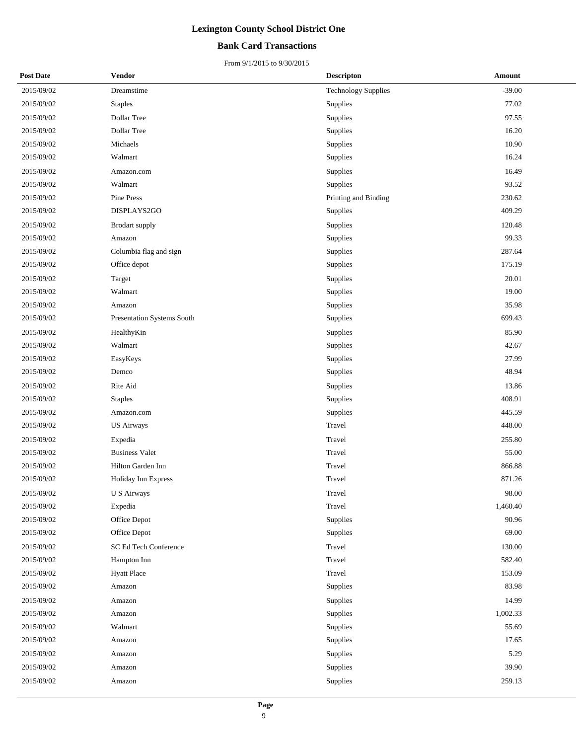# Lexington County School District One

## Bank Card Transactions

From 9/1/2015 to 9/30/2015

| Post Date | Vendor | Descripton | Amount |
|---|---|---|---|
| 2015/09/02 | Dreamstime | Technology Supplies | -39.00 |
| 2015/09/02 | Staples | Supplies | 77.02 |
| 2015/09/02 | Dollar Tree | Supplies | 97.55 |
| 2015/09/02 | Dollar Tree | Supplies | 16.20 |
| 2015/09/02 | Michaels | Supplies | 10.90 |
| 2015/09/02 | Walmart | Supplies | 16.24 |
| 2015/09/02 | Amazon.com | Supplies | 16.49 |
| 2015/09/02 | Walmart | Supplies | 93.52 |
| 2015/09/02 | Pine Press | Printing and Binding | 230.62 |
| 2015/09/02 | DISPLAYS2GO | Supplies | 409.29 |
| 2015/09/02 | Brodart supply | Supplies | 120.48 |
| 2015/09/02 | Amazon | Supplies | 99.33 |
| 2015/09/02 | Columbia flag and sign | Supplies | 287.64 |
| 2015/09/02 | Office depot | Supplies | 175.19 |
| 2015/09/02 | Target | Supplies | 20.01 |
| 2015/09/02 | Walmart | Supplies | 19.00 |
| 2015/09/02 | Amazon | Supplies | 35.98 |
| 2015/09/02 | Presentation Systems South | Supplies | 699.43 |
| 2015/09/02 | HealthyKin | Supplies | 85.90 |
| 2015/09/02 | Walmart | Supplies | 42.67 |
| 2015/09/02 | EasyKeys | Supplies | 27.99 |
| 2015/09/02 | Demco | Supplies | 48.94 |
| 2015/09/02 | Rite Aid | Supplies | 13.86 |
| 2015/09/02 | Staples | Supplies | 408.91 |
| 2015/09/02 | Amazon.com | Supplies | 445.59 |
| 2015/09/02 | US Airways | Travel | 448.00 |
| 2015/09/02 | Expedia | Travel | 255.80 |
| 2015/09/02 | Business Valet | Travel | 55.00 |
| 2015/09/02 | Hilton Garden Inn | Travel | 866.88 |
| 2015/09/02 | Holiday Inn Express | Travel | 871.26 |
| 2015/09/02 | U S Airways | Travel | 98.00 |
| 2015/09/02 | Expedia | Travel | 1,460.40 |
| 2015/09/02 | Office Depot | Supplies | 90.96 |
| 2015/09/02 | Office Depot | Supplies | 69.00 |
| 2015/09/02 | SC Ed Tech Conference | Travel | 130.00 |
| 2015/09/02 | Hampton Inn | Travel | 582.40 |
| 2015/09/02 | Hyatt Place | Travel | 153.09 |
| 2015/09/02 | Amazon | Supplies | 83.98 |
| 2015/09/02 | Amazon | Supplies | 14.99 |
| 2015/09/02 | Amazon | Supplies | 1,002.33 |
| 2015/09/02 | Walmart | Supplies | 55.69 |
| 2015/09/02 | Amazon | Supplies | 17.65 |
| 2015/09/02 | Amazon | Supplies | 5.29 |
| 2015/09/02 | Amazon | Supplies | 39.90 |
| 2015/09/02 | Amazon | Supplies | 259.13 |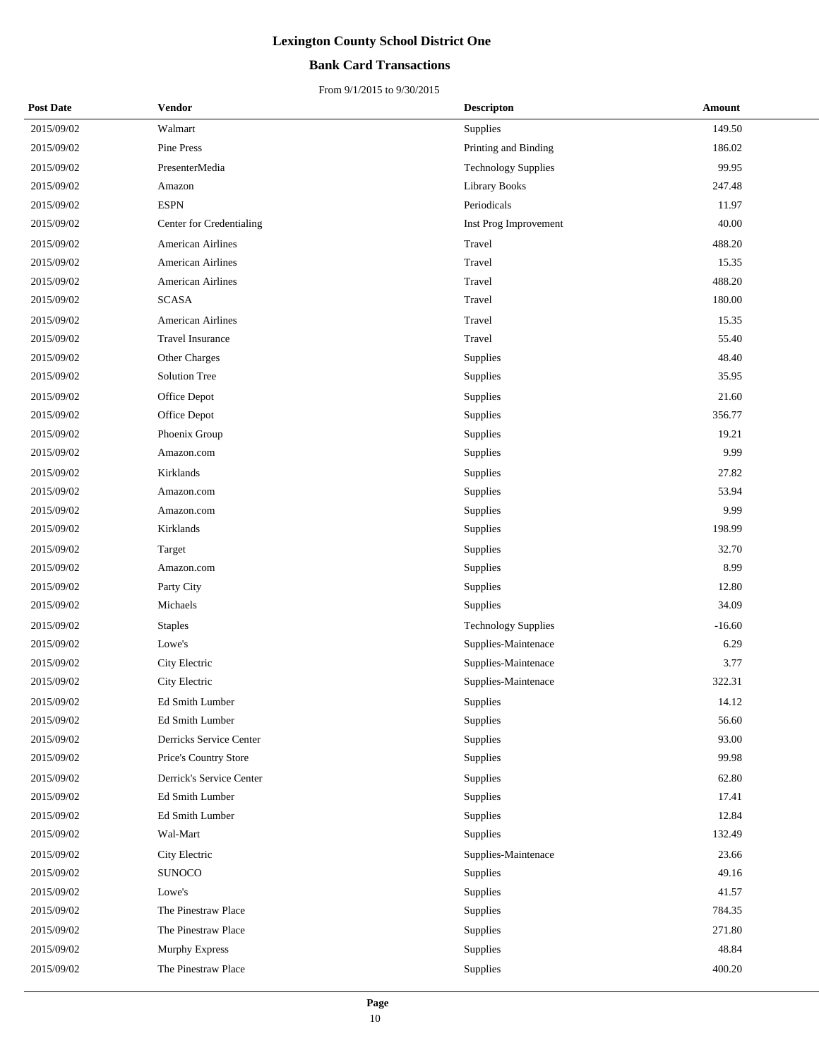# Lexington County School District One

## Bank Card Transactions

From 9/1/2015 to 9/30/2015

| Post Date | Vendor | Descripton | Amount |
|---|---|---|---|
| 2015/09/02 | Walmart | Supplies | 149.50 |
| 2015/09/02 | Pine Press | Printing and Binding | 186.02 |
| 2015/09/02 | PresenterMedia | Technology Supplies | 99.95 |
| 2015/09/02 | Amazon | Library Books | 247.48 |
| 2015/09/02 | ESPN | Periodicals | 11.97 |
| 2015/09/02 | Center for Credentialing | Inst Prog Improvement | 40.00 |
| 2015/09/02 | American Airlines | Travel | 488.20 |
| 2015/09/02 | American Airlines | Travel | 15.35 |
| 2015/09/02 | American Airlines | Travel | 488.20 |
| 2015/09/02 | SCASA | Travel | 180.00 |
| 2015/09/02 | American Airlines | Travel | 15.35 |
| 2015/09/02 | Travel Insurance | Travel | 55.40 |
| 2015/09/02 | Other Charges | Supplies | 48.40 |
| 2015/09/02 | Solution Tree | Supplies | 35.95 |
| 2015/09/02 | Office Depot | Supplies | 21.60 |
| 2015/09/02 | Office Depot | Supplies | 356.77 |
| 2015/09/02 | Phoenix Group | Supplies | 19.21 |
| 2015/09/02 | Amazon.com | Supplies | 9.99 |
| 2015/09/02 | Kirklands | Supplies | 27.82 |
| 2015/09/02 | Amazon.com | Supplies | 53.94 |
| 2015/09/02 | Amazon.com | Supplies | 9.99 |
| 2015/09/02 | Kirklands | Supplies | 198.99 |
| 2015/09/02 | Target | Supplies | 32.70 |
| 2015/09/02 | Amazon.com | Supplies | 8.99 |
| 2015/09/02 | Party City | Supplies | 12.80 |
| 2015/09/02 | Michaels | Supplies | 34.09 |
| 2015/09/02 | Staples | Technology Supplies | -16.60 |
| 2015/09/02 | Lowe's | Supplies-Maintenace | 6.29 |
| 2015/09/02 | City Electric | Supplies-Maintenace | 3.77 |
| 2015/09/02 | City Electric | Supplies-Maintenace | 322.31 |
| 2015/09/02 | Ed Smith Lumber | Supplies | 14.12 |
| 2015/09/02 | Ed Smith Lumber | Supplies | 56.60 |
| 2015/09/02 | Derricks Service Center | Supplies | 93.00 |
| 2015/09/02 | Price's Country Store | Supplies | 99.98 |
| 2015/09/02 | Derrick's Service Center | Supplies | 62.80 |
| 2015/09/02 | Ed Smith Lumber | Supplies | 17.41 |
| 2015/09/02 | Ed Smith Lumber | Supplies | 12.84 |
| 2015/09/02 | Wal-Mart | Supplies | 132.49 |
| 2015/09/02 | City Electric | Supplies-Maintenace | 23.66 |
| 2015/09/02 | SUNOCO | Supplies | 49.16 |
| 2015/09/02 | Lowe's | Supplies | 41.57 |
| 2015/09/02 | The Pinestraw Place | Supplies | 784.35 |
| 2015/09/02 | The Pinestraw Place | Supplies | 271.80 |
| 2015/09/02 | Murphy Express | Supplies | 48.84 |
| 2015/09/02 | The Pinestraw Place | Supplies | 400.20 |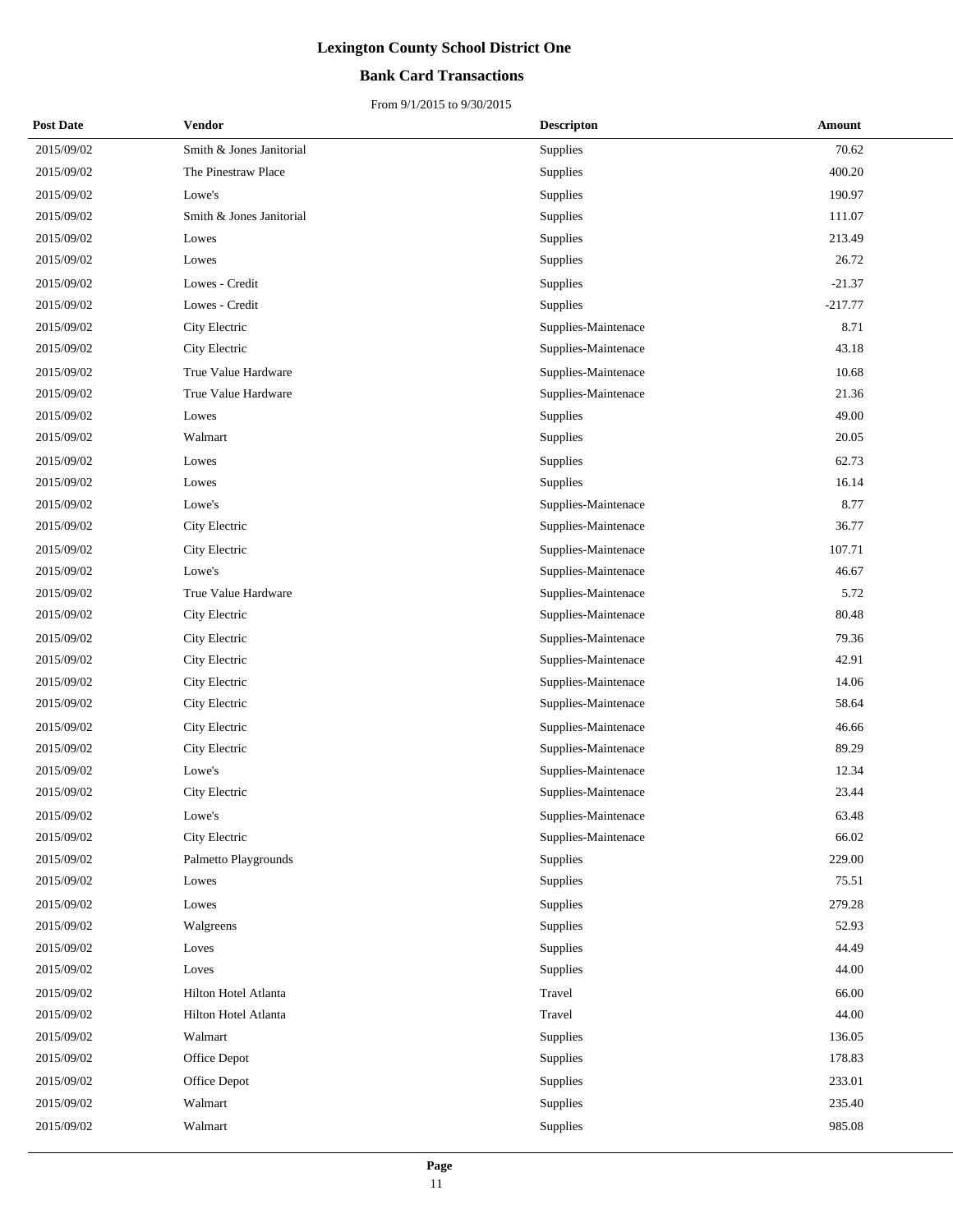# Lexington County School District One

## Bank Card Transactions

From 9/1/2015 to 9/30/2015

| Post Date | Vendor | Descripton | Amount |
|---|---|---|---|
| 2015/09/02 | Smith & Jones Janitorial | Supplies | 70.62 |
| 2015/09/02 | The Pinestraw Place | Supplies | 400.20 |
| 2015/09/02 | Lowe's | Supplies | 190.97 |
| 2015/09/02 | Smith & Jones Janitorial | Supplies | 111.07 |
| 2015/09/02 | Lowes | Supplies | 213.49 |
| 2015/09/02 | Lowes | Supplies | 26.72 |
| 2015/09/02 | Lowes - Credit | Supplies | -21.37 |
| 2015/09/02 | Lowes - Credit | Supplies | -217.77 |
| 2015/09/02 | City Electric | Supplies-Maintenace | 8.71 |
| 2015/09/02 | City Electric | Supplies-Maintenace | 43.18 |
| 2015/09/02 | True Value Hardware | Supplies-Maintenace | 10.68 |
| 2015/09/02 | True Value Hardware | Supplies-Maintenace | 21.36 |
| 2015/09/02 | Lowes | Supplies | 49.00 |
| 2015/09/02 | Walmart | Supplies | 20.05 |
| 2015/09/02 | Lowes | Supplies | 62.73 |
| 2015/09/02 | Lowes | Supplies | 16.14 |
| 2015/09/02 | Lowe's | Supplies-Maintenace | 8.77 |
| 2015/09/02 | City Electric | Supplies-Maintenace | 36.77 |
| 2015/09/02 | City Electric | Supplies-Maintenace | 107.71 |
| 2015/09/02 | Lowe's | Supplies-Maintenace | 46.67 |
| 2015/09/02 | True Value Hardware | Supplies-Maintenace | 5.72 |
| 2015/09/02 | City Electric | Supplies-Maintenace | 80.48 |
| 2015/09/02 | City Electric | Supplies-Maintenace | 79.36 |
| 2015/09/02 | City Electric | Supplies-Maintenace | 42.91 |
| 2015/09/02 | City Electric | Supplies-Maintenace | 14.06 |
| 2015/09/02 | City Electric | Supplies-Maintenace | 58.64 |
| 2015/09/02 | City Electric | Supplies-Maintenace | 46.66 |
| 2015/09/02 | City Electric | Supplies-Maintenace | 89.29 |
| 2015/09/02 | Lowe's | Supplies-Maintenace | 12.34 |
| 2015/09/02 | City Electric | Supplies-Maintenace | 23.44 |
| 2015/09/02 | Lowe's | Supplies-Maintenace | 63.48 |
| 2015/09/02 | City Electric | Supplies-Maintenace | 66.02 |
| 2015/09/02 | Palmetto Playgrounds | Supplies | 229.00 |
| 2015/09/02 | Lowes | Supplies | 75.51 |
| 2015/09/02 | Lowes | Supplies | 279.28 |
| 2015/09/02 | Walgreens | Supplies | 52.93 |
| 2015/09/02 | Loves | Supplies | 44.49 |
| 2015/09/02 | Loves | Supplies | 44.00 |
| 2015/09/02 | Hilton Hotel Atlanta | Travel | 66.00 |
| 2015/09/02 | Hilton Hotel Atlanta | Travel | 44.00 |
| 2015/09/02 | Walmart | Supplies | 136.05 |
| 2015/09/02 | Office Depot | Supplies | 178.83 |
| 2015/09/02 | Office Depot | Supplies | 233.01 |
| 2015/09/02 | Walmart | Supplies | 235.40 |
| 2015/09/02 | Walmart | Supplies | 985.08 |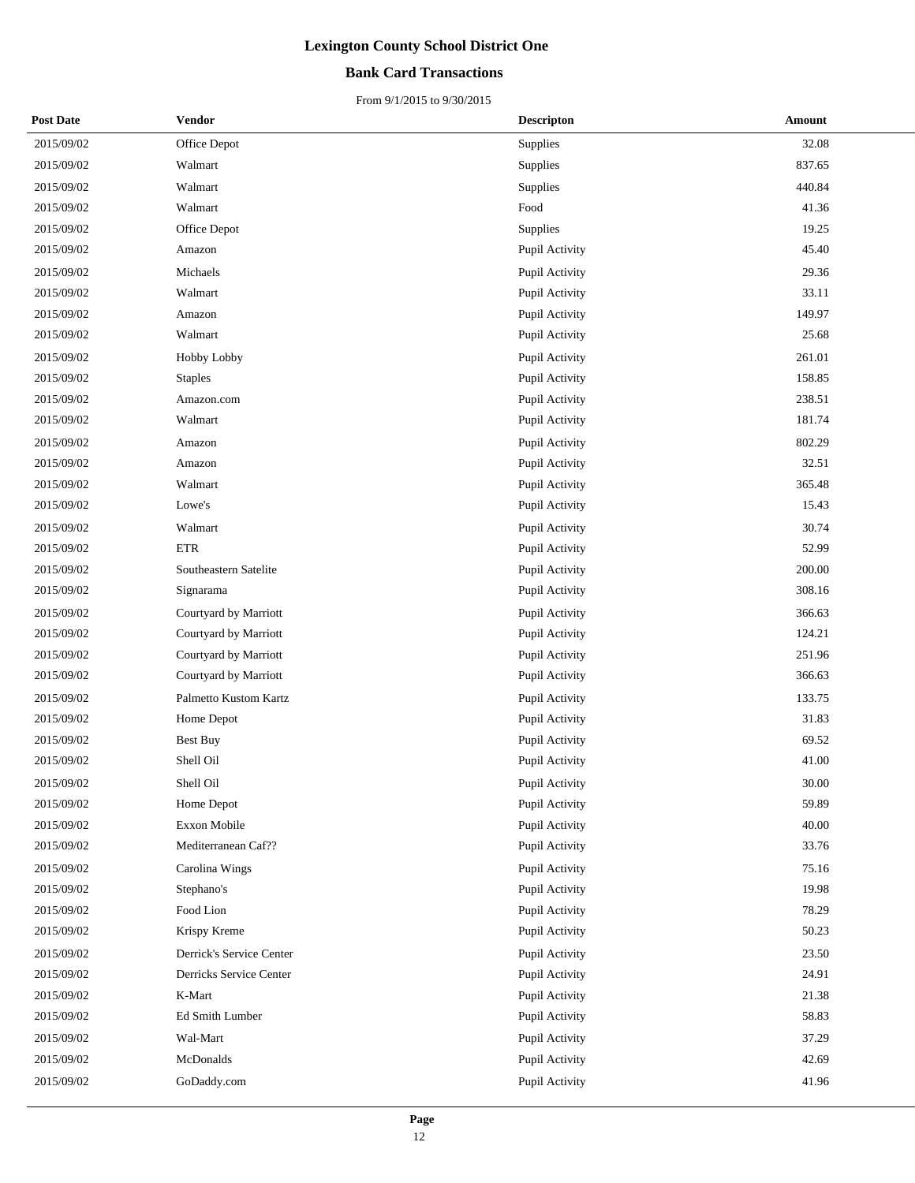# Lexington County School District One

## Bank Card Transactions

From 9/1/2015 to 9/30/2015

| Post Date | Vendor | Descripton | Amount |
|---|---|---|---|
| 2015/09/02 | Office Depot | Supplies | 32.08 |
| 2015/09/02 | Walmart | Supplies | 837.65 |
| 2015/09/02 | Walmart | Supplies | 440.84 |
| 2015/09/02 | Walmart | Food | 41.36 |
| 2015/09/02 | Office Depot | Supplies | 19.25 |
| 2015/09/02 | Amazon | Pupil Activity | 45.40 |
| 2015/09/02 | Michaels | Pupil Activity | 29.36 |
| 2015/09/02 | Walmart | Pupil Activity | 33.11 |
| 2015/09/02 | Amazon | Pupil Activity | 149.97 |
| 2015/09/02 | Walmart | Pupil Activity | 25.68 |
| 2015/09/02 | Hobby Lobby | Pupil Activity | 261.01 |
| 2015/09/02 | Staples | Pupil Activity | 158.85 |
| 2015/09/02 | Amazon.com | Pupil Activity | 238.51 |
| 2015/09/02 | Walmart | Pupil Activity | 181.74 |
| 2015/09/02 | Amazon | Pupil Activity | 802.29 |
| 2015/09/02 | Amazon | Pupil Activity | 32.51 |
| 2015/09/02 | Walmart | Pupil Activity | 365.48 |
| 2015/09/02 | Lowe's | Pupil Activity | 15.43 |
| 2015/09/02 | Walmart | Pupil Activity | 30.74 |
| 2015/09/02 | ETR | Pupil Activity | 52.99 |
| 2015/09/02 | Southeastern Satelite | Pupil Activity | 200.00 |
| 2015/09/02 | Signarama | Pupil Activity | 308.16 |
| 2015/09/02 | Courtyard by Marriott | Pupil Activity | 366.63 |
| 2015/09/02 | Courtyard by Marriott | Pupil Activity | 124.21 |
| 2015/09/02 | Courtyard by Marriott | Pupil Activity | 251.96 |
| 2015/09/02 | Courtyard by Marriott | Pupil Activity | 366.63 |
| 2015/09/02 | Palmetto Kustom Kartz | Pupil Activity | 133.75 |
| 2015/09/02 | Home Depot | Pupil Activity | 31.83 |
| 2015/09/02 | Best Buy | Pupil Activity | 69.52 |
| 2015/09/02 | Shell Oil | Pupil Activity | 41.00 |
| 2015/09/02 | Shell Oil | Pupil Activity | 30.00 |
| 2015/09/02 | Home Depot | Pupil Activity | 59.89 |
| 2015/09/02 | Exxon Mobile | Pupil Activity | 40.00 |
| 2015/09/02 | Mediterranean Caf?? | Pupil Activity | 33.76 |
| 2015/09/02 | Carolina Wings | Pupil Activity | 75.16 |
| 2015/09/02 | Stephano's | Pupil Activity | 19.98 |
| 2015/09/02 | Food Lion | Pupil Activity | 78.29 |
| 2015/09/02 | Krispy Kreme | Pupil Activity | 50.23 |
| 2015/09/02 | Derrick's Service Center | Pupil Activity | 23.50 |
| 2015/09/02 | Derricks Service Center | Pupil Activity | 24.91 |
| 2015/09/02 | K-Mart | Pupil Activity | 21.38 |
| 2015/09/02 | Ed Smith Lumber | Pupil Activity | 58.83 |
| 2015/09/02 | Wal-Mart | Pupil Activity | 37.29 |
| 2015/09/02 | McDonalds | Pupil Activity | 42.69 |
| 2015/09/02 | GoDaddy.com | Pupil Activity | 41.96 |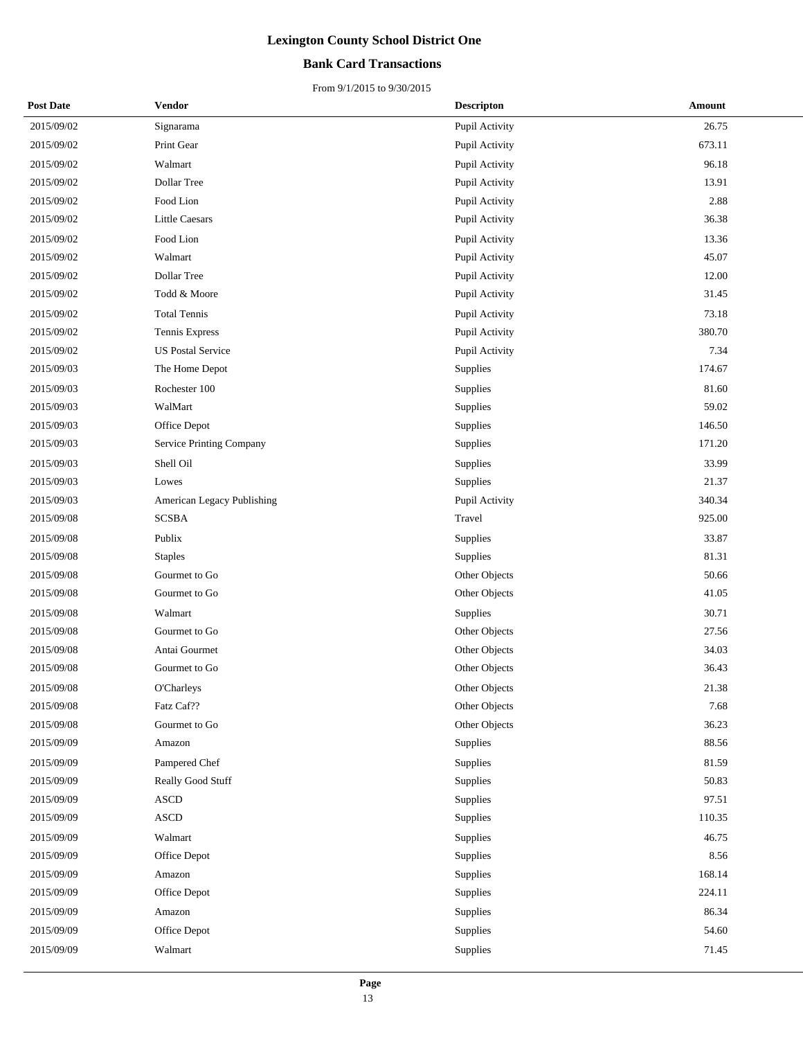# Lexington County School District One

## Bank Card Transactions

From 9/1/2015 to 9/30/2015

| Post Date | Vendor | Descripton | Amount |
|---|---|---|---|
| 2015/09/02 | Signarama | Pupil Activity | 26.75 |
| 2015/09/02 | Print Gear | Pupil Activity | 673.11 |
| 2015/09/02 | Walmart | Pupil Activity | 96.18 |
| 2015/09/02 | Dollar Tree | Pupil Activity | 13.91 |
| 2015/09/02 | Food Lion | Pupil Activity | 2.88 |
| 2015/09/02 | Little Caesars | Pupil Activity | 36.38 |
| 2015/09/02 | Food Lion | Pupil Activity | 13.36 |
| 2015/09/02 | Walmart | Pupil Activity | 45.07 |
| 2015/09/02 | Dollar Tree | Pupil Activity | 12.00 |
| 2015/09/02 | Todd & Moore | Pupil Activity | 31.45 |
| 2015/09/02 | Total Tennis | Pupil Activity | 73.18 |
| 2015/09/02 | Tennis Express | Pupil Activity | 380.70 |
| 2015/09/02 | US Postal Service | Pupil Activity | 7.34 |
| 2015/09/03 | The Home Depot | Supplies | 174.67 |
| 2015/09/03 | Rochester 100 | Supplies | 81.60 |
| 2015/09/03 | WalMart | Supplies | 59.02 |
| 2015/09/03 | Office Depot | Supplies | 146.50 |
| 2015/09/03 | Service Printing Company | Supplies | 171.20 |
| 2015/09/03 | Shell Oil | Supplies | 33.99 |
| 2015/09/03 | Lowes | Supplies | 21.37 |
| 2015/09/03 | American Legacy Publishing | Pupil Activity | 340.34 |
| 2015/09/08 | SCSBA | Travel | 925.00 |
| 2015/09/08 | Publix | Supplies | 33.87 |
| 2015/09/08 | Staples | Supplies | 81.31 |
| 2015/09/08 | Gourmet to Go | Other Objects | 50.66 |
| 2015/09/08 | Gourmet to Go | Other Objects | 41.05 |
| 2015/09/08 | Walmart | Supplies | 30.71 |
| 2015/09/08 | Gourmet to Go | Other Objects | 27.56 |
| 2015/09/08 | Antai Gourmet | Other Objects | 34.03 |
| 2015/09/08 | Gourmet to Go | Other Objects | 36.43 |
| 2015/09/08 | O'Charleys | Other Objects | 21.38 |
| 2015/09/08 | Fatz Caf?? | Other Objects | 7.68 |
| 2015/09/08 | Gourmet to Go | Other Objects | 36.23 |
| 2015/09/09 | Amazon | Supplies | 88.56 |
| 2015/09/09 | Pampered Chef | Supplies | 81.59 |
| 2015/09/09 | Really Good Stuff | Supplies | 50.83 |
| 2015/09/09 | ASCD | Supplies | 97.51 |
| 2015/09/09 | ASCD | Supplies | 110.35 |
| 2015/09/09 | Walmart | Supplies | 46.75 |
| 2015/09/09 | Office Depot | Supplies | 8.56 |
| 2015/09/09 | Amazon | Supplies | 168.14 |
| 2015/09/09 | Office Depot | Supplies | 224.11 |
| 2015/09/09 | Amazon | Supplies | 86.34 |
| 2015/09/09 | Office Depot | Supplies | 54.60 |
| 2015/09/09 | Walmart | Supplies | 71.45 |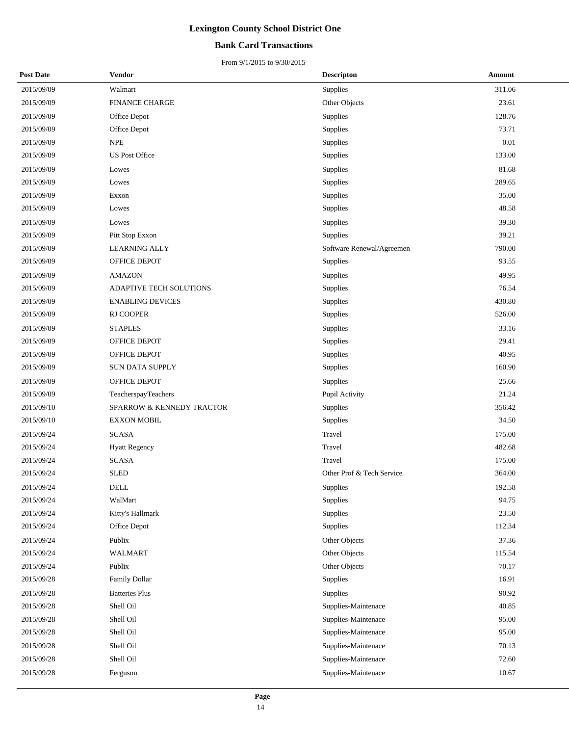# Lexington County School District One

## Bank Card Transactions

From 9/1/2015 to 9/30/2015

| Post Date | Vendor | Descripton | Amount |
|---|---|---|---|
| 2015/09/09 | Walmart | Supplies | 311.06 |
| 2015/09/09 | FINANCE CHARGE | Other Objects | 23.61 |
| 2015/09/09 | Office Depot | Supplies | 128.76 |
| 2015/09/09 | Office Depot | Supplies | 73.71 |
| 2015/09/09 | NPE | Supplies | 0.01 |
| 2015/09/09 | US Post Office | Supplies | 133.00 |
| 2015/09/09 | Lowes | Supplies | 81.68 |
| 2015/09/09 | Lowes | Supplies | 289.65 |
| 2015/09/09 | Exxon | Supplies | 35.00 |
| 2015/09/09 | Lowes | Supplies | 48.58 |
| 2015/09/09 | Lowes | Supplies | 39.30 |
| 2015/09/09 | Pitt Stop Exxon | Supplies | 39.21 |
| 2015/09/09 | LEARNING ALLY | Software Renewal/Agreemen | 790.00 |
| 2015/09/09 | OFFICE DEPOT | Supplies | 93.55 |
| 2015/09/09 | AMAZON | Supplies | 49.95 |
| 2015/09/09 | ADAPTIVE TECH SOLUTIONS | Supplies | 76.54 |
| 2015/09/09 | ENABLING DEVICES | Supplies | 430.80 |
| 2015/09/09 | RJ COOPER | Supplies | 526.00 |
| 2015/09/09 | STAPLES | Supplies | 33.16 |
| 2015/09/09 | OFFICE DEPOT | Supplies | 29.41 |
| 2015/09/09 | OFFICE DEPOT | Supplies | 40.95 |
| 2015/09/09 | SUN DATA SUPPLY | Supplies | 160.90 |
| 2015/09/09 | OFFICE DEPOT | Supplies | 25.66 |
| 2015/09/09 | TeacherspayTeachers | Pupil Activity | 21.24 |
| 2015/09/10 | SPARROW & KENNEDY TRACTOR | Supplies | 356.42 |
| 2015/09/10 | EXXON MOBIL | Supplies | 34.50 |
| 2015/09/24 | SCASA | Travel | 175.00 |
| 2015/09/24 | Hyatt Regency | Travel | 482.68 |
| 2015/09/24 | SCASA | Travel | 175.00 |
| 2015/09/24 | SLED | Other Prof & Tech Service | 364.00 |
| 2015/09/24 | DELL | Supplies | 192.58 |
| 2015/09/24 | WalMart | Supplies | 94.75 |
| 2015/09/24 | Kitty's Hallmark | Supplies | 23.50 |
| 2015/09/24 | Office Depot | Supplies | 112.34 |
| 2015/09/24 | Publix | Other Objects | 37.36 |
| 2015/09/24 | WALMART | Other Objects | 115.54 |
| 2015/09/24 | Publix | Other Objects | 70.17 |
| 2015/09/28 | Family Dollar | Supplies | 16.91 |
| 2015/09/28 | Batteries Plus | Supplies | 90.92 |
| 2015/09/28 | Shell Oil | Supplies-Maintenace | 40.85 |
| 2015/09/28 | Shell Oil | Supplies-Maintenace | 95.00 |
| 2015/09/28 | Shell Oil | Supplies-Maintenace | 95.00 |
| 2015/09/28 | Shell Oil | Supplies-Maintenace | 70.13 |
| 2015/09/28 | Shell Oil | Supplies-Maintenace | 72.60 |
| 2015/09/28 | Ferguson | Supplies-Maintenace | 10.67 |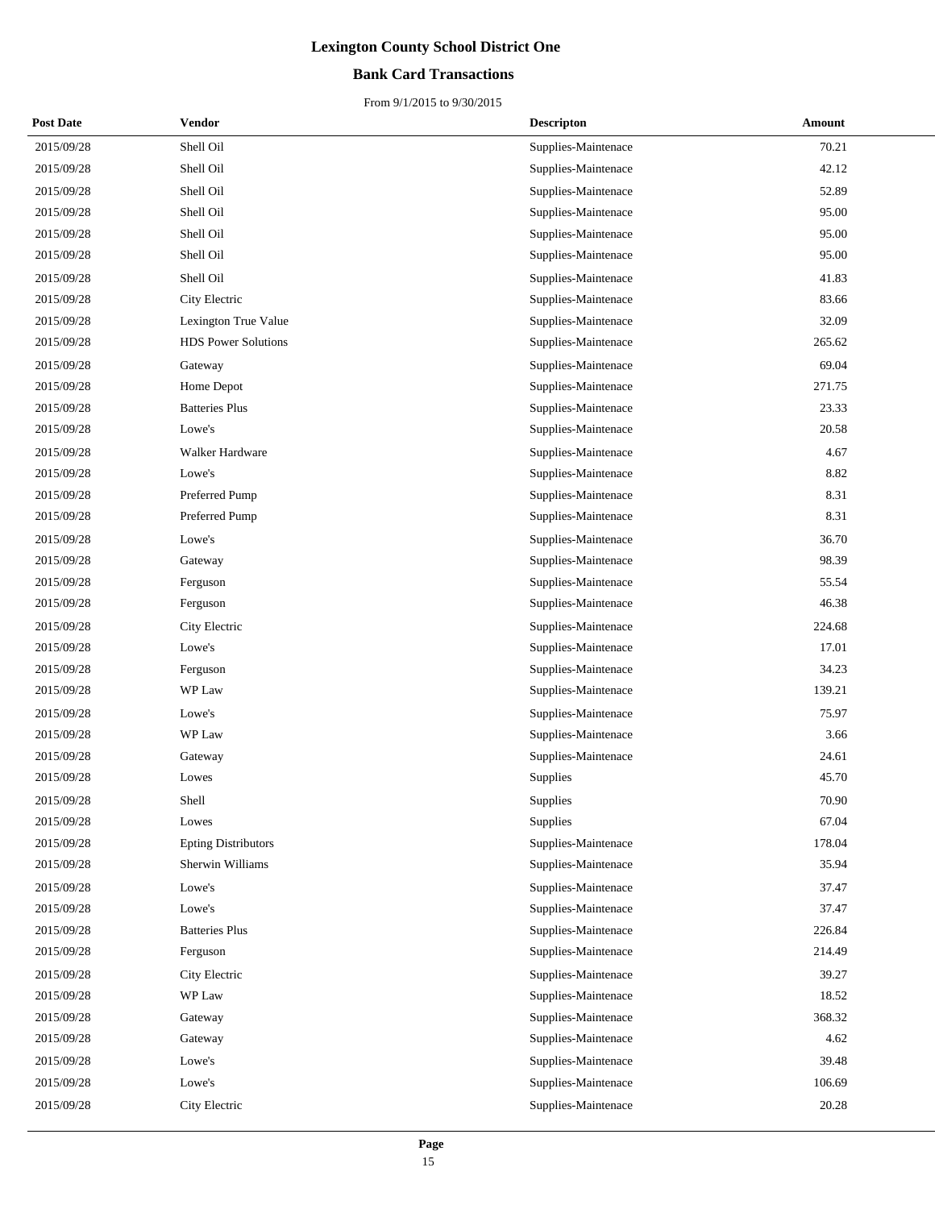# Lexington County School District One

## Bank Card Transactions

From 9/1/2015 to 9/30/2015

| Post Date | Vendor | Descripton | Amount |
|---|---|---|---|
| 2015/09/28 | Shell Oil | Supplies-Maintenace | 70.21 |
| 2015/09/28 | Shell Oil | Supplies-Maintenace | 42.12 |
| 2015/09/28 | Shell Oil | Supplies-Maintenace | 52.89 |
| 2015/09/28 | Shell Oil | Supplies-Maintenace | 95.00 |
| 2015/09/28 | Shell Oil | Supplies-Maintenace | 95.00 |
| 2015/09/28 | Shell Oil | Supplies-Maintenace | 95.00 |
| 2015/09/28 | Shell Oil | Supplies-Maintenace | 41.83 |
| 2015/09/28 | City Electric | Supplies-Maintenace | 83.66 |
| 2015/09/28 | Lexington True Value | Supplies-Maintenace | 32.09 |
| 2015/09/28 | HDS Power Solutions | Supplies-Maintenace | 265.62 |
| 2015/09/28 | Gateway | Supplies-Maintenace | 69.04 |
| 2015/09/28 | Home Depot | Supplies-Maintenace | 271.75 |
| 2015/09/28 | Batteries Plus | Supplies-Maintenace | 23.33 |
| 2015/09/28 | Lowe's | Supplies-Maintenace | 20.58 |
| 2015/09/28 | Walker Hardware | Supplies-Maintenace | 4.67 |
| 2015/09/28 | Lowe's | Supplies-Maintenace | 8.82 |
| 2015/09/28 | Preferred Pump | Supplies-Maintenace | 8.31 |
| 2015/09/28 | Preferred Pump | Supplies-Maintenace | 8.31 |
| 2015/09/28 | Lowe's | Supplies-Maintenace | 36.70 |
| 2015/09/28 | Gateway | Supplies-Maintenace | 98.39 |
| 2015/09/28 | Ferguson | Supplies-Maintenace | 55.54 |
| 2015/09/28 | Ferguson | Supplies-Maintenace | 46.38 |
| 2015/09/28 | City Electric | Supplies-Maintenace | 224.68 |
| 2015/09/28 | Lowe's | Supplies-Maintenace | 17.01 |
| 2015/09/28 | Ferguson | Supplies-Maintenace | 34.23 |
| 2015/09/28 | WP Law | Supplies-Maintenace | 139.21 |
| 2015/09/28 | Lowe's | Supplies-Maintenace | 75.97 |
| 2015/09/28 | WP Law | Supplies-Maintenace | 3.66 |
| 2015/09/28 | Gateway | Supplies-Maintenace | 24.61 |
| 2015/09/28 | Lowes | Supplies | 45.70 |
| 2015/09/28 | Shell | Supplies | 70.90 |
| 2015/09/28 | Lowes | Supplies | 67.04 |
| 2015/09/28 | Epting Distributors | Supplies-Maintenace | 178.04 |
| 2015/09/28 | Sherwin Williams | Supplies-Maintenace | 35.94 |
| 2015/09/28 | Lowe's | Supplies-Maintenace | 37.47 |
| 2015/09/28 | Lowe's | Supplies-Maintenace | 37.47 |
| 2015/09/28 | Batteries Plus | Supplies-Maintenace | 226.84 |
| 2015/09/28 | Ferguson | Supplies-Maintenace | 214.49 |
| 2015/09/28 | City Electric | Supplies-Maintenace | 39.27 |
| 2015/09/28 | WP Law | Supplies-Maintenace | 18.52 |
| 2015/09/28 | Gateway | Supplies-Maintenace | 368.32 |
| 2015/09/28 | Gateway | Supplies-Maintenace | 4.62 |
| 2015/09/28 | Lowe's | Supplies-Maintenace | 39.48 |
| 2015/09/28 | Lowe's | Supplies-Maintenace | 106.69 |
| 2015/09/28 | City Electric | Supplies-Maintenace | 20.28 |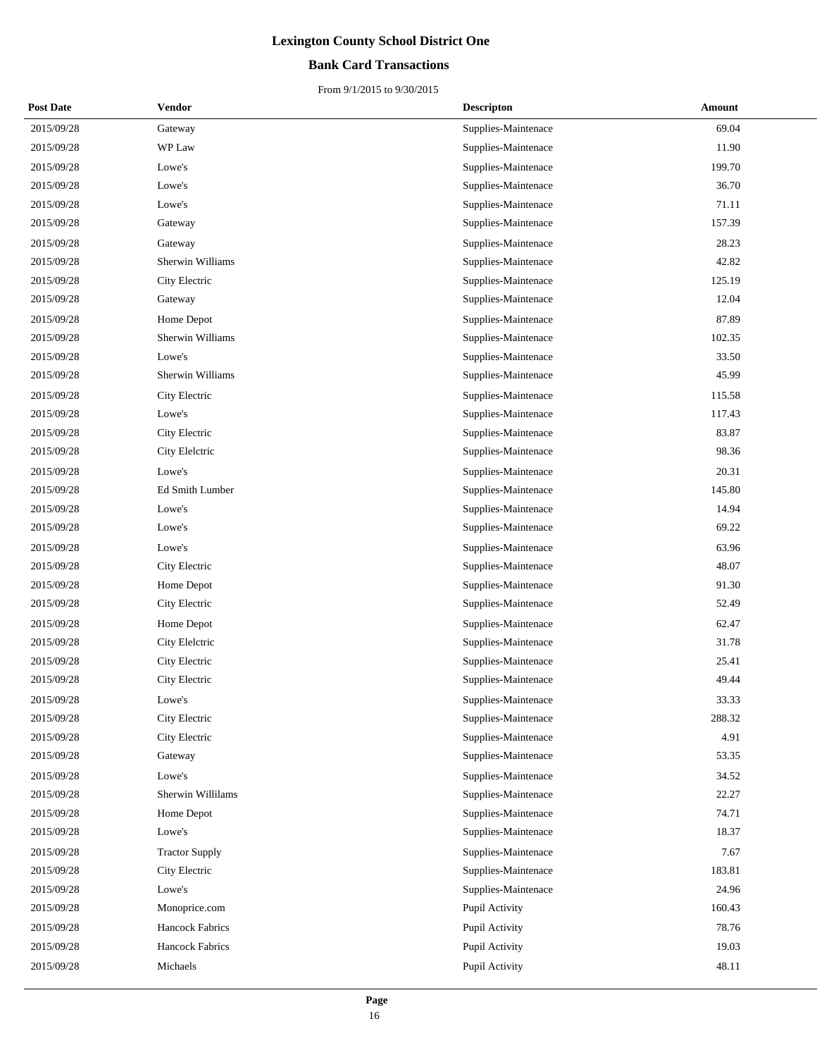# Lexington County School District One

## Bank Card Transactions

From 9/1/2015 to 9/30/2015

| Post Date | Vendor | Descripton | Amount |
|---|---|---|---|
| 2015/09/28 | Gateway | Supplies-Maintenace | 69.04 |
| 2015/09/28 | WP Law | Supplies-Maintenace | 11.90 |
| 2015/09/28 | Lowe's | Supplies-Maintenace | 199.70 |
| 2015/09/28 | Lowe's | Supplies-Maintenace | 36.70 |
| 2015/09/28 | Lowe's | Supplies-Maintenace | 71.11 |
| 2015/09/28 | Gateway | Supplies-Maintenace | 157.39 |
| 2015/09/28 | Gateway | Supplies-Maintenace | 28.23 |
| 2015/09/28 | Sherwin Williams | Supplies-Maintenace | 42.82 |
| 2015/09/28 | City Electric | Supplies-Maintenace | 125.19 |
| 2015/09/28 | Gateway | Supplies-Maintenace | 12.04 |
| 2015/09/28 | Home Depot | Supplies-Maintenace | 87.89 |
| 2015/09/28 | Sherwin Williams | Supplies-Maintenace | 102.35 |
| 2015/09/28 | Lowe's | Supplies-Maintenace | 33.50 |
| 2015/09/28 | Sherwin Williams | Supplies-Maintenace | 45.99 |
| 2015/09/28 | City Electric | Supplies-Maintenace | 115.58 |
| 2015/09/28 | Lowe's | Supplies-Maintenace | 117.43 |
| 2015/09/28 | City Electric | Supplies-Maintenace | 83.87 |
| 2015/09/28 | City Elelctric | Supplies-Maintenace | 98.36 |
| 2015/09/28 | Lowe's | Supplies-Maintenace | 20.31 |
| 2015/09/28 | Ed Smith Lumber | Supplies-Maintenace | 145.80 |
| 2015/09/28 | Lowe's | Supplies-Maintenace | 14.94 |
| 2015/09/28 | Lowe's | Supplies-Maintenace | 69.22 |
| 2015/09/28 | Lowe's | Supplies-Maintenace | 63.96 |
| 2015/09/28 | City Electric | Supplies-Maintenace | 48.07 |
| 2015/09/28 | Home Depot | Supplies-Maintenace | 91.30 |
| 2015/09/28 | City Electric | Supplies-Maintenace | 52.49 |
| 2015/09/28 | Home Depot | Supplies-Maintenace | 62.47 |
| 2015/09/28 | City Elelctric | Supplies-Maintenace | 31.78 |
| 2015/09/28 | City Electric | Supplies-Maintenace | 25.41 |
| 2015/09/28 | City Electric | Supplies-Maintenace | 49.44 |
| 2015/09/28 | Lowe's | Supplies-Maintenace | 33.33 |
| 2015/09/28 | City Electric | Supplies-Maintenace | 288.32 |
| 2015/09/28 | City Electric | Supplies-Maintenace | 4.91 |
| 2015/09/28 | Gateway | Supplies-Maintenace | 53.35 |
| 2015/09/28 | Lowe's | Supplies-Maintenace | 34.52 |
| 2015/09/28 | Sherwin Willilams | Supplies-Maintenace | 22.27 |
| 2015/09/28 | Home Depot | Supplies-Maintenace | 74.71 |
| 2015/09/28 | Lowe's | Supplies-Maintenace | 18.37 |
| 2015/09/28 | Tractor Supply | Supplies-Maintenace | 7.67 |
| 2015/09/28 | City Electric | Supplies-Maintenace | 183.81 |
| 2015/09/28 | Lowe's | Supplies-Maintenace | 24.96 |
| 2015/09/28 | Monoprice.com | Pupil Activity | 160.43 |
| 2015/09/28 | Hancock Fabrics | Pupil Activity | 78.76 |
| 2015/09/28 | Hancock Fabrics | Pupil Activity | 19.03 |
| 2015/09/28 | Michaels | Pupil Activity | 48.11 |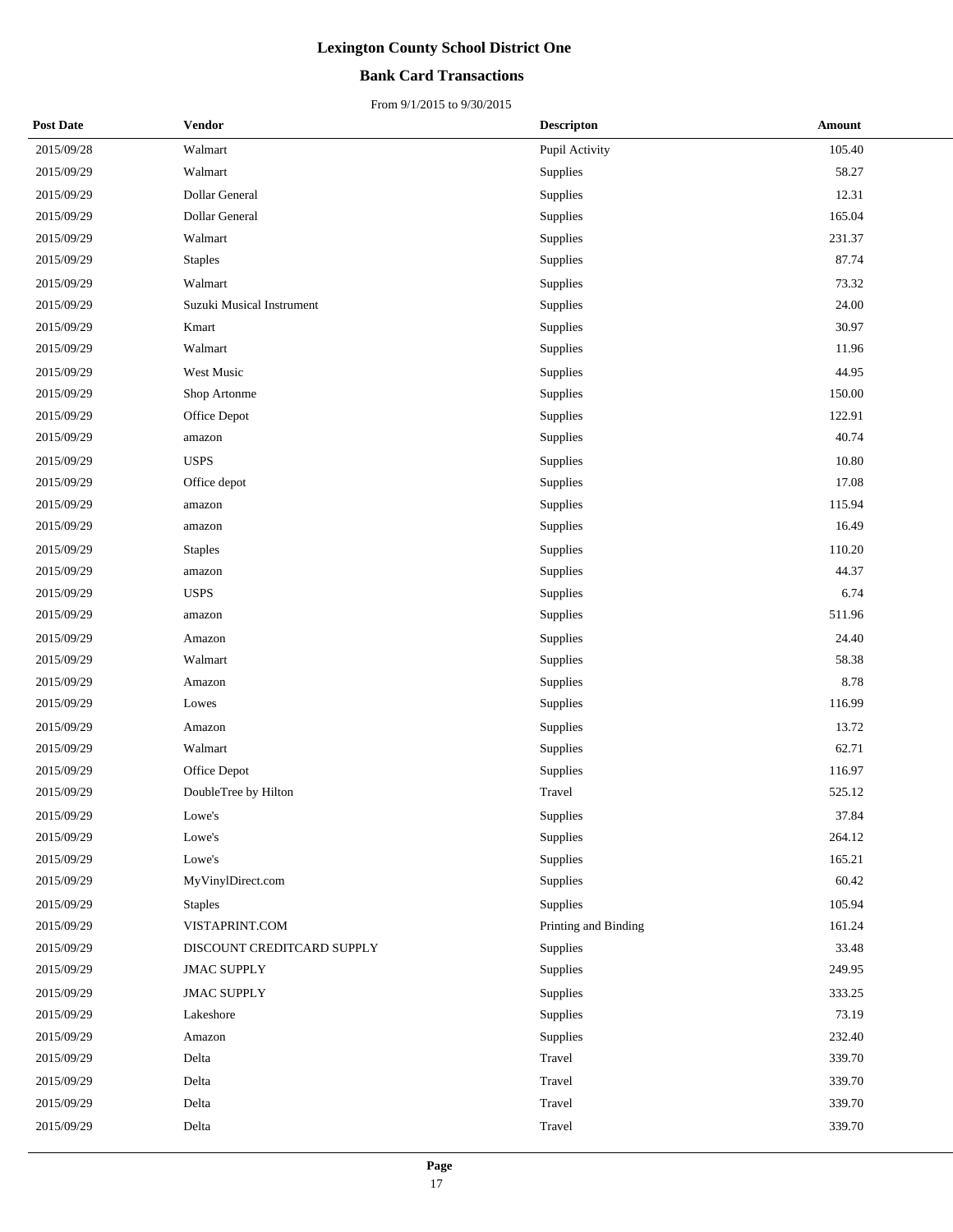# Lexington County School District One

## Bank Card Transactions

From 9/1/2015 to 9/30/2015

| Post Date | Vendor | Descripton | Amount |
| --- | --- | --- | --- |
| 2015/09/28 | Walmart | Pupil Activity | 105.40 |
| 2015/09/29 | Walmart | Supplies | 58.27 |
| 2015/09/29 | Dollar General | Supplies | 12.31 |
| 2015/09/29 | Dollar General | Supplies | 165.04 |
| 2015/09/29 | Walmart | Supplies | 231.37 |
| 2015/09/29 | Staples | Supplies | 87.74 |
| 2015/09/29 | Walmart | Supplies | 73.32 |
| 2015/09/29 | Suzuki Musical Instrument | Supplies | 24.00 |
| 2015/09/29 | Kmart | Supplies | 30.97 |
| 2015/09/29 | Walmart | Supplies | 11.96 |
| 2015/09/29 | West Music | Supplies | 44.95 |
| 2015/09/29 | Shop Artonme | Supplies | 150.00 |
| 2015/09/29 | Office Depot | Supplies | 122.91 |
| 2015/09/29 | amazon | Supplies | 40.74 |
| 2015/09/29 | USPS | Supplies | 10.80 |
| 2015/09/29 | Office depot | Supplies | 17.08 |
| 2015/09/29 | amazon | Supplies | 115.94 |
| 2015/09/29 | amazon | Supplies | 16.49 |
| 2015/09/29 | Staples | Supplies | 110.20 |
| 2015/09/29 | amazon | Supplies | 44.37 |
| 2015/09/29 | USPS | Supplies | 6.74 |
| 2015/09/29 | amazon | Supplies | 511.96 |
| 2015/09/29 | Amazon | Supplies | 24.40 |
| 2015/09/29 | Walmart | Supplies | 58.38 |
| 2015/09/29 | Amazon | Supplies | 8.78 |
| 2015/09/29 | Lowes | Supplies | 116.99 |
| 2015/09/29 | Amazon | Supplies | 13.72 |
| 2015/09/29 | Walmart | Supplies | 62.71 |
| 2015/09/29 | Office Depot | Supplies | 116.97 |
| 2015/09/29 | DoubleTree by Hilton | Travel | 525.12 |
| 2015/09/29 | Lowe's | Supplies | 37.84 |
| 2015/09/29 | Lowe's | Supplies | 264.12 |
| 2015/09/29 | Lowe's | Supplies | 165.21 |
| 2015/09/29 | MyVinylDirect.com | Supplies | 60.42 |
| 2015/09/29 | Staples | Supplies | 105.94 |
| 2015/09/29 | VISTAPRINT.COM | Printing and Binding | 161.24 |
| 2015/09/29 | DISCOUNT CREDITCARD SUPPLY | Supplies | 33.48 |
| 2015/09/29 | JMAC SUPPLY | Supplies | 249.95 |
| 2015/09/29 | JMAC SUPPLY | Supplies | 333.25 |
| 2015/09/29 | Lakeshore | Supplies | 73.19 |
| 2015/09/29 | Amazon | Supplies | 232.40 |
| 2015/09/29 | Delta | Travel | 339.70 |
| 2015/09/29 | Delta | Travel | 339.70 |
| 2015/09/29 | Delta | Travel | 339.70 |
| 2015/09/29 | Delta | Travel | 339.70 |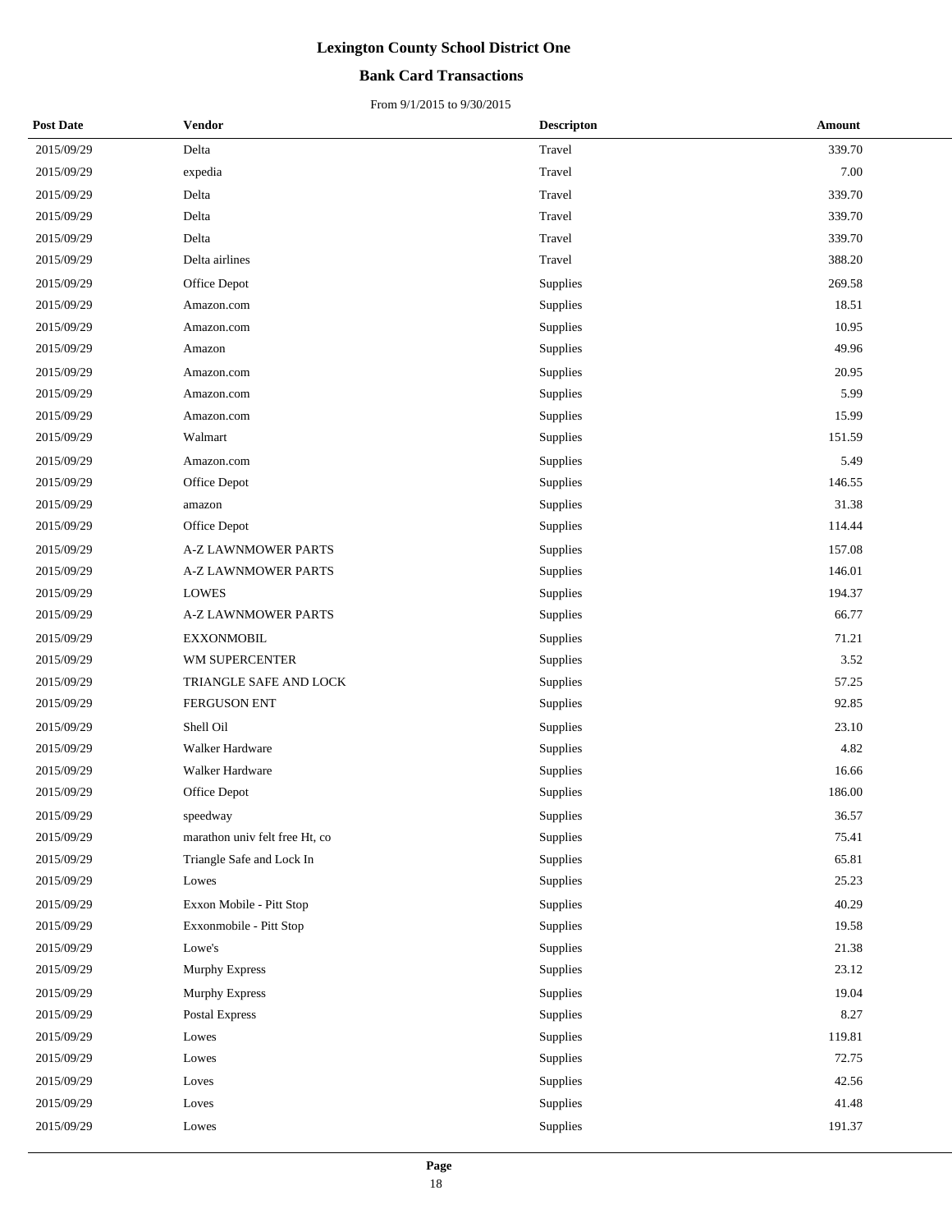# Lexington County School District One

## Bank Card Transactions

From 9/1/2015 to 9/30/2015

| Post Date | Vendor | Descripton | Amount |
|---|---|---|---|
| 2015/09/29 | Delta | Travel | 339.70 |
| 2015/09/29 | expedia | Travel | 7.00 |
| 2015/09/29 | Delta | Travel | 339.70 |
| 2015/09/29 | Delta | Travel | 339.70 |
| 2015/09/29 | Delta | Travel | 339.70 |
| 2015/09/29 | Delta airlines | Travel | 388.20 |
| 2015/09/29 | Office Depot | Supplies | 269.58 |
| 2015/09/29 | Amazon.com | Supplies | 18.51 |
| 2015/09/29 | Amazon.com | Supplies | 10.95 |
| 2015/09/29 | Amazon | Supplies | 49.96 |
| 2015/09/29 | Amazon.com | Supplies | 20.95 |
| 2015/09/29 | Amazon.com | Supplies | 5.99 |
| 2015/09/29 | Amazon.com | Supplies | 15.99 |
| 2015/09/29 | Walmart | Supplies | 151.59 |
| 2015/09/29 | Amazon.com | Supplies | 5.49 |
| 2015/09/29 | Office Depot | Supplies | 146.55 |
| 2015/09/29 | amazon | Supplies | 31.38 |
| 2015/09/29 | Office Depot | Supplies | 114.44 |
| 2015/09/29 | A-Z LAWNMOWER PARTS | Supplies | 157.08 |
| 2015/09/29 | A-Z LAWNMOWER PARTS | Supplies | 146.01 |
| 2015/09/29 | LOWES | Supplies | 194.37 |
| 2015/09/29 | A-Z LAWNMOWER PARTS | Supplies | 66.77 |
| 2015/09/29 | EXXONMOBIL | Supplies | 71.21 |
| 2015/09/29 | WM SUPERCENTER | Supplies | 3.52 |
| 2015/09/29 | TRIANGLE SAFE AND LOCK | Supplies | 57.25 |
| 2015/09/29 | FERGUSON ENT | Supplies | 92.85 |
| 2015/09/29 | Shell Oil | Supplies | 23.10 |
| 2015/09/29 | Walker Hardware | Supplies | 4.82 |
| 2015/09/29 | Walker Hardware | Supplies | 16.66 |
| 2015/09/29 | Office Depot | Supplies | 186.00 |
| 2015/09/29 | speedway | Supplies | 36.57 |
| 2015/09/29 | marathon univ felt free Ht, co | Supplies | 75.41 |
| 2015/09/29 | Triangle Safe and Lock In | Supplies | 65.81 |
| 2015/09/29 | Lowes | Supplies | 25.23 |
| 2015/09/29 | Exxon Mobile - Pitt Stop | Supplies | 40.29 |
| 2015/09/29 | Exxonmobile - Pitt Stop | Supplies | 19.58 |
| 2015/09/29 | Lowe's | Supplies | 21.38 |
| 2015/09/29 | Murphy Express | Supplies | 23.12 |
| 2015/09/29 | Murphy Express | Supplies | 19.04 |
| 2015/09/29 | Postal Express | Supplies | 8.27 |
| 2015/09/29 | Lowes | Supplies | 119.81 |
| 2015/09/29 | Lowes | Supplies | 72.75 |
| 2015/09/29 | Loves | Supplies | 42.56 |
| 2015/09/29 | Loves | Supplies | 41.48 |
| 2015/09/29 | Lowes | Supplies | 191.37 |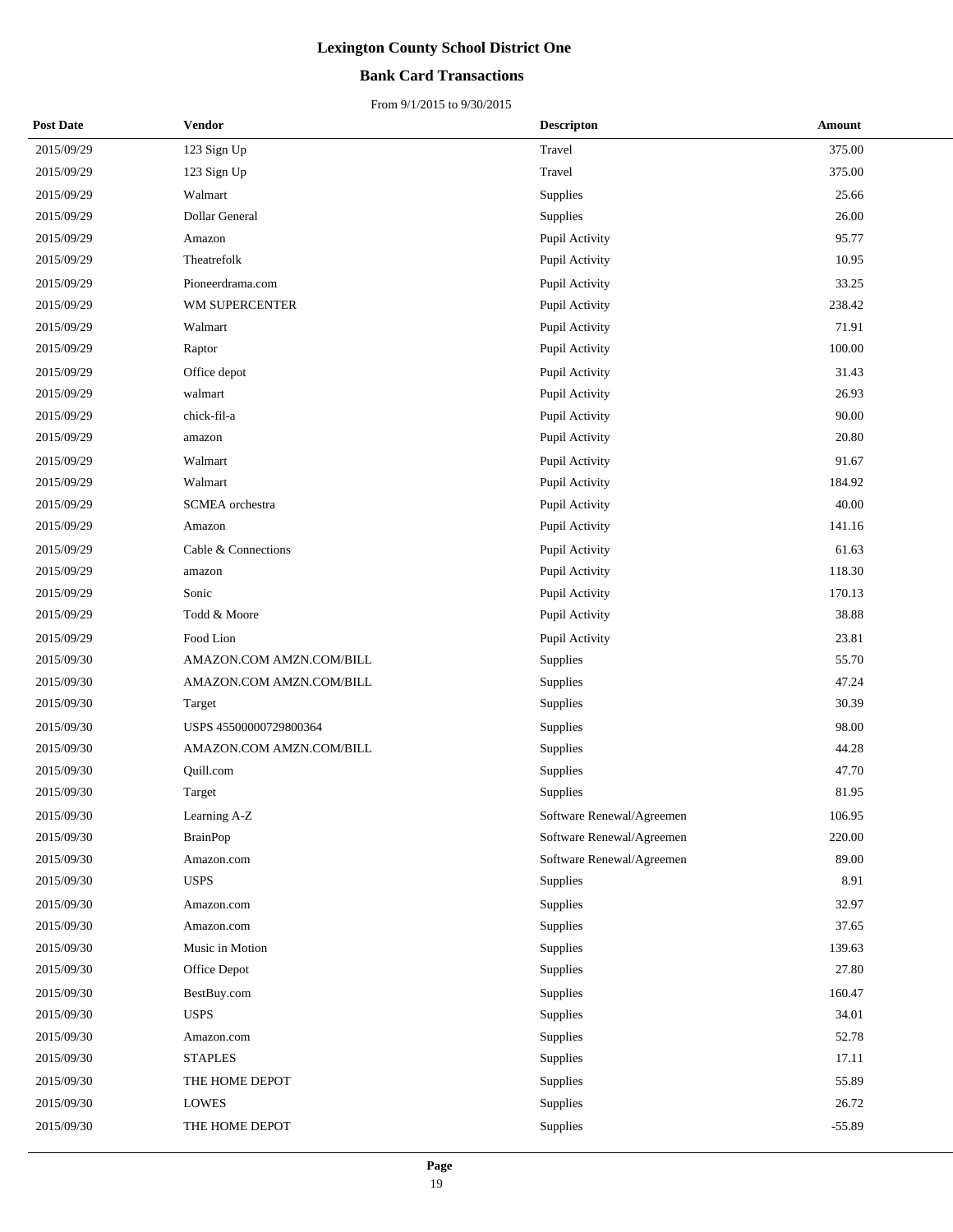# Lexington County School District One

## Bank Card Transactions

From 9/1/2015 to 9/30/2015

| Post Date | Vendor | Descripton | Amount |
|---|---|---|---|
| 2015/09/29 | 123 Sign Up | Travel | 375.00 |
| 2015/09/29 | 123 Sign Up | Travel | 375.00 |
| 2015/09/29 | Walmart | Supplies | 25.66 |
| 2015/09/29 | Dollar General | Supplies | 26.00 |
| 2015/09/29 | Amazon | Pupil Activity | 95.77 |
| 2015/09/29 | Theatrefolk | Pupil Activity | 10.95 |
| 2015/09/29 | Pioneerdrama.com | Pupil Activity | 33.25 |
| 2015/09/29 | WM SUPERCENTER | Pupil Activity | 238.42 |
| 2015/09/29 | Walmart | Pupil Activity | 71.91 |
| 2015/09/29 | Raptor | Pupil Activity | 100.00 |
| 2015/09/29 | Office depot | Pupil Activity | 31.43 |
| 2015/09/29 | walmart | Pupil Activity | 26.93 |
| 2015/09/29 | chick-fil-a | Pupil Activity | 90.00 |
| 2015/09/29 | amazon | Pupil Activity | 20.80 |
| 2015/09/29 | Walmart | Pupil Activity | 91.67 |
| 2015/09/29 | Walmart | Pupil Activity | 184.92 |
| 2015/09/29 | SCMEA orchestra | Pupil Activity | 40.00 |
| 2015/09/29 | Amazon | Pupil Activity | 141.16 |
| 2015/09/29 | Cable & Connections | Pupil Activity | 61.63 |
| 2015/09/29 | amazon | Pupil Activity | 118.30 |
| 2015/09/29 | Sonic | Pupil Activity | 170.13 |
| 2015/09/29 | Todd & Moore | Pupil Activity | 38.88 |
| 2015/09/29 | Food Lion | Pupil Activity | 23.81 |
| 2015/09/30 | AMAZON.COM AMZN.COM/BILL | Supplies | 55.70 |
| 2015/09/30 | AMAZON.COM AMZN.COM/BILL | Supplies | 47.24 |
| 2015/09/30 | Target | Supplies | 30.39 |
| 2015/09/30 | USPS 45500000729800364 | Supplies | 98.00 |
| 2015/09/30 | AMAZON.COM AMZN.COM/BILL | Supplies | 44.28 |
| 2015/09/30 | Quill.com | Supplies | 47.70 |
| 2015/09/30 | Target | Supplies | 81.95 |
| 2015/09/30 | Learning A-Z | Software Renewal/Agreemen | 106.95 |
| 2015/09/30 | BrainPop | Software Renewal/Agreemen | 220.00 |
| 2015/09/30 | Amazon.com | Software Renewal/Agreemen | 89.00 |
| 2015/09/30 | USPS | Supplies | 8.91 |
| 2015/09/30 | Amazon.com | Supplies | 32.97 |
| 2015/09/30 | Amazon.com | Supplies | 37.65 |
| 2015/09/30 | Music in Motion | Supplies | 139.63 |
| 2015/09/30 | Office Depot | Supplies | 27.80 |
| 2015/09/30 | BestBuy.com | Supplies | 160.47 |
| 2015/09/30 | USPS | Supplies | 34.01 |
| 2015/09/30 | Amazon.com | Supplies | 52.78 |
| 2015/09/30 | STAPLES | Supplies | 17.11 |
| 2015/09/30 | THE HOME DEPOT | Supplies | 55.89 |
| 2015/09/30 | LOWES | Supplies | 26.72 |
| 2015/09/30 | THE HOME DEPOT | Supplies | -55.89 |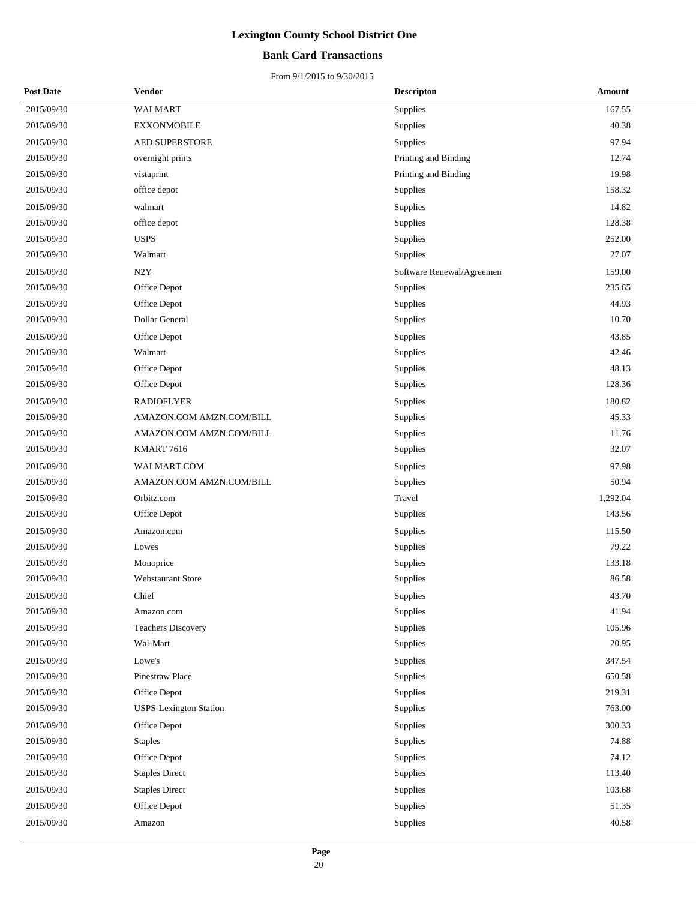# Lexington County School District One

## Bank Card Transactions

From 9/1/2015 to 9/30/2015

| Post Date | Vendor | Descripton | Amount |
|---|---|---|---|
| 2015/09/30 | WALMART | Supplies | 167.55 |
| 2015/09/30 | EXXONMOBILE | Supplies | 40.38 |
| 2015/09/30 | AED SUPERSTORE | Supplies | 97.94 |
| 2015/09/30 | overnight prints | Printing and Binding | 12.74 |
| 2015/09/30 | vistaprint | Printing and Binding | 19.98 |
| 2015/09/30 | office depot | Supplies | 158.32 |
| 2015/09/30 | walmart | Supplies | 14.82 |
| 2015/09/30 | office depot | Supplies | 128.38 |
| 2015/09/30 | USPS | Supplies | 252.00 |
| 2015/09/30 | Walmart | Supplies | 27.07 |
| 2015/09/30 | N2Y | Software Renewal/Agreemen | 159.00 |
| 2015/09/30 | Office Depot | Supplies | 235.65 |
| 2015/09/30 | Office Depot | Supplies | 44.93 |
| 2015/09/30 | Dollar General | Supplies | 10.70 |
| 2015/09/30 | Office Depot | Supplies | 43.85 |
| 2015/09/30 | Walmart | Supplies | 42.46 |
| 2015/09/30 | Office Depot | Supplies | 48.13 |
| 2015/09/30 | Office Depot | Supplies | 128.36 |
| 2015/09/30 | RADIOFLYER | Supplies | 180.82 |
| 2015/09/30 | AMAZON.COM AMZN.COM/BILL | Supplies | 45.33 |
| 2015/09/30 | AMAZON.COM AMZN.COM/BILL | Supplies | 11.76 |
| 2015/09/30 | KMART 7616 | Supplies | 32.07 |
| 2015/09/30 | WALMART.COM | Supplies | 97.98 |
| 2015/09/30 | AMAZON.COM AMZN.COM/BILL | Supplies | 50.94 |
| 2015/09/30 | Orbitz.com | Travel | 1,292.04 |
| 2015/09/30 | Office Depot | Supplies | 143.56 |
| 2015/09/30 | Amazon.com | Supplies | 115.50 |
| 2015/09/30 | Lowes | Supplies | 79.22 |
| 2015/09/30 | Monoprice | Supplies | 133.18 |
| 2015/09/30 | Webstaurant Store | Supplies | 86.58 |
| 2015/09/30 | Chief | Supplies | 43.70 |
| 2015/09/30 | Amazon.com | Supplies | 41.94 |
| 2015/09/30 | Teachers Discovery | Supplies | 105.96 |
| 2015/09/30 | Wal-Mart | Supplies | 20.95 |
| 2015/09/30 | Lowe's | Supplies | 347.54 |
| 2015/09/30 | Pinestraw Place | Supplies | 650.58 |
| 2015/09/30 | Office Depot | Supplies | 219.31 |
| 2015/09/30 | USPS-Lexington Station | Supplies | 763.00 |
| 2015/09/30 | Office Depot | Supplies | 300.33 |
| 2015/09/30 | Staples | Supplies | 74.88 |
| 2015/09/30 | Office Depot | Supplies | 74.12 |
| 2015/09/30 | Staples Direct | Supplies | 113.40 |
| 2015/09/30 | Staples Direct | Supplies | 103.68 |
| 2015/09/30 | Office Depot | Supplies | 51.35 |
| 2015/09/30 | Amazon | Supplies | 40.58 |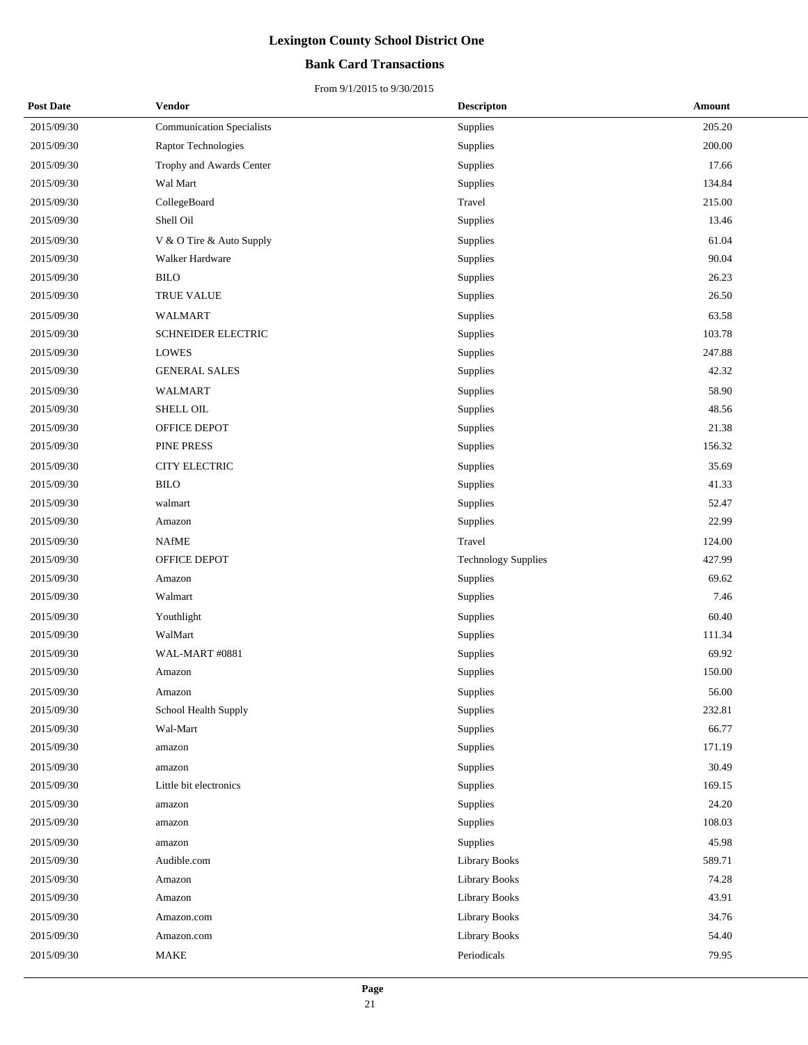# Lexington County School District One

## Bank Card Transactions

From 9/1/2015 to 9/30/2015

| Post Date | Vendor | Descripton | Amount |
|---|---|---|---|
| 2015/09/30 | Communication Specialists | Supplies | 205.20 |
| 2015/09/30 | Raptor Technologies | Supplies | 200.00 |
| 2015/09/30 | Trophy and Awards Center | Supplies | 17.66 |
| 2015/09/30 | Wal Mart | Supplies | 134.84 |
| 2015/09/30 | CollegeBoard | Travel | 215.00 |
| 2015/09/30 | Shell Oil | Supplies | 13.46 |
| 2015/09/30 | V & O Tire & Auto Supply | Supplies | 61.04 |
| 2015/09/30 | Walker Hardware | Supplies | 90.04 |
| 2015/09/30 | BILO | Supplies | 26.23 |
| 2015/09/30 | TRUE VALUE | Supplies | 26.50 |
| 2015/09/30 | WALMART | Supplies | 63.58 |
| 2015/09/30 | SCHNEIDER ELECTRIC | Supplies | 103.78 |
| 2015/09/30 | LOWES | Supplies | 247.88 |
| 2015/09/30 | GENERAL SALES | Supplies | 42.32 |
| 2015/09/30 | WALMART | Supplies | 58.90 |
| 2015/09/30 | SHELL OIL | Supplies | 48.56 |
| 2015/09/30 | OFFICE DEPOT | Supplies | 21.38 |
| 2015/09/30 | PINE PRESS | Supplies | 156.32 |
| 2015/09/30 | CITY ELECTRIC | Supplies | 35.69 |
| 2015/09/30 | BILO | Supplies | 41.33 |
| 2015/09/30 | walmart | Supplies | 52.47 |
| 2015/09/30 | Amazon | Supplies | 22.99 |
| 2015/09/30 | NAfME | Travel | 124.00 |
| 2015/09/30 | OFFICE DEPOT | Technology Supplies | 427.99 |
| 2015/09/30 | Amazon | Supplies | 69.62 |
| 2015/09/30 | Walmart | Supplies | 7.46 |
| 2015/09/30 | Youthlight | Supplies | 60.40 |
| 2015/09/30 | WalMart | Supplies | 111.34 |
| 2015/09/30 | WAL-MART #0881 | Supplies | 69.92 |
| 2015/09/30 | Amazon | Supplies | 150.00 |
| 2015/09/30 | Amazon | Supplies | 56.00 |
| 2015/09/30 | School Health Supply | Supplies | 232.81 |
| 2015/09/30 | Wal-Mart | Supplies | 66.77 |
| 2015/09/30 | amazon | Supplies | 171.19 |
| 2015/09/30 | amazon | Supplies | 30.49 |
| 2015/09/30 | Little bit electronics | Supplies | 169.15 |
| 2015/09/30 | amazon | Supplies | 24.20 |
| 2015/09/30 | amazon | Supplies | 108.03 |
| 2015/09/30 | amazon | Supplies | 45.98 |
| 2015/09/30 | Audible.com | Library Books | 589.71 |
| 2015/09/30 | Amazon | Library Books | 74.28 |
| 2015/09/30 | Amazon | Library Books | 43.91 |
| 2015/09/30 | Amazon.com | Library Books | 34.76 |
| 2015/09/30 | Amazon.com | Library Books | 54.40 |
| 2015/09/30 | MAKE | Periodicals | 79.95 |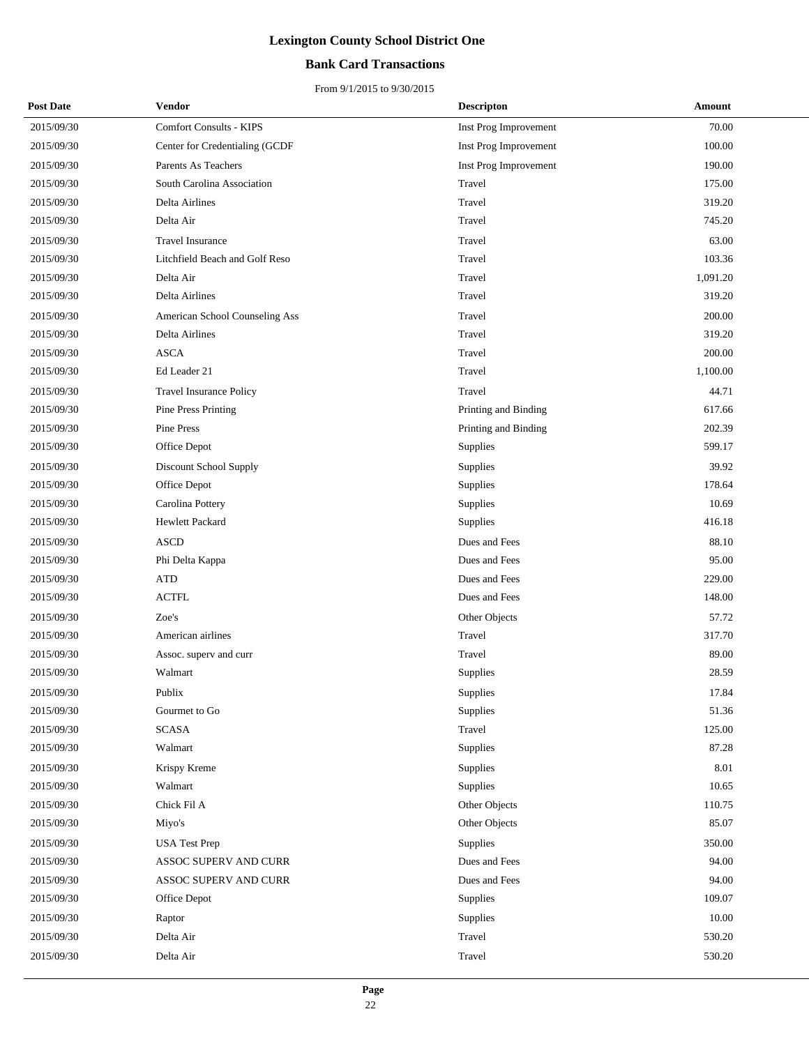# Lexington County School District One

## Bank Card Transactions

From 9/1/2015 to 9/30/2015

| Post Date | Vendor | Descripton | Amount |
|---|---|---|---|
| 2015/09/30 | Comfort Consults - KIPS | Inst Prog Improvement | 70.00 |
| 2015/09/30 | Center for Credentialing (GCDF | Inst Prog Improvement | 100.00 |
| 2015/09/30 | Parents As Teachers | Inst Prog Improvement | 190.00 |
| 2015/09/30 | South Carolina Association | Travel | 175.00 |
| 2015/09/30 | Delta Airlines | Travel | 319.20 |
| 2015/09/30 | Delta Air | Travel | 745.20 |
| 2015/09/30 | Travel Insurance | Travel | 63.00 |
| 2015/09/30 | Litchfield Beach and Golf Reso | Travel | 103.36 |
| 2015/09/30 | Delta Air | Travel | 1,091.20 |
| 2015/09/30 | Delta Airlines | Travel | 319.20 |
| 2015/09/30 | American School Counseling Ass | Travel | 200.00 |
| 2015/09/30 | Delta Airlines | Travel | 319.20 |
| 2015/09/30 | ASCA | Travel | 200.00 |
| 2015/09/30 | Ed Leader 21 | Travel | 1,100.00 |
| 2015/09/30 | Travel Insurance Policy | Travel | 44.71 |
| 2015/09/30 | Pine Press Printing | Printing and Binding | 617.66 |
| 2015/09/30 | Pine Press | Printing and Binding | 202.39 |
| 2015/09/30 | Office Depot | Supplies | 599.17 |
| 2015/09/30 | Discount School Supply | Supplies | 39.92 |
| 2015/09/30 | Office Depot | Supplies | 178.64 |
| 2015/09/30 | Carolina Pottery | Supplies | 10.69 |
| 2015/09/30 | Hewlett Packard | Supplies | 416.18 |
| 2015/09/30 | ASCD | Dues and Fees | 88.10 |
| 2015/09/30 | Phi Delta Kappa | Dues and Fees | 95.00 |
| 2015/09/30 | ATD | Dues and Fees | 229.00 |
| 2015/09/30 | ACTFL | Dues and Fees | 148.00 |
| 2015/09/30 | Zoe's | Other Objects | 57.72 |
| 2015/09/30 | American airlines | Travel | 317.70 |
| 2015/09/30 | Assoc. superv and curr | Travel | 89.00 |
| 2015/09/30 | Walmart | Supplies | 28.59 |
| 2015/09/30 | Publix | Supplies | 17.84 |
| 2015/09/30 | Gourmet to Go | Supplies | 51.36 |
| 2015/09/30 | SCASA | Travel | 125.00 |
| 2015/09/30 | Walmart | Supplies | 87.28 |
| 2015/09/30 | Krispy Kreme | Supplies | 8.01 |
| 2015/09/30 | Walmart | Supplies | 10.65 |
| 2015/09/30 | Chick Fil A | Other Objects | 110.75 |
| 2015/09/30 | Miyo's | Other Objects | 85.07 |
| 2015/09/30 | USA Test Prep | Supplies | 350.00 |
| 2015/09/30 | ASSOC SUPERV AND CURR | Dues and Fees | 94.00 |
| 2015/09/30 | ASSOC SUPERV AND CURR | Dues and Fees | 94.00 |
| 2015/09/30 | Office Depot | Supplies | 109.07 |
| 2015/09/30 | Raptor | Supplies | 10.00 |
| 2015/09/30 | Delta Air | Travel | 530.20 |
| 2015/09/30 | Delta Air | Travel | 530.20 |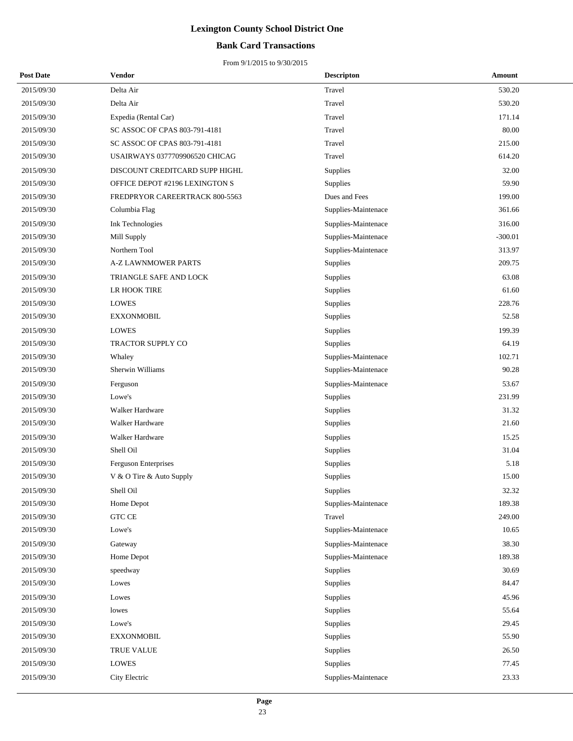# Lexington County School District One

## Bank Card Transactions

From 9/1/2015 to 9/30/2015

| Post Date | Vendor | Descripton | Amount |
|---|---|---|---|
| 2015/09/30 | Delta Air | Travel | 530.20 |
| 2015/09/30 | Delta Air | Travel | 530.20 |
| 2015/09/30 | Expedia (Rental Car) | Travel | 171.14 |
| 2015/09/30 | SC ASSOC OF CPAS 803-791-4181 | Travel | 80.00 |
| 2015/09/30 | SC ASSOC OF CPAS 803-791-4181 | Travel | 215.00 |
| 2015/09/30 | USAIRWAYS 0377709906520 CHICAG | Travel | 614.20 |
| 2015/09/30 | DISCOUNT CREDITCARD SUPP HIGHL | Supplies | 32.00 |
| 2015/09/30 | OFFICE DEPOT #2196 LEXINGTON S | Supplies | 59.90 |
| 2015/09/30 | FREDPRYOR CAREERTRACK 800-5563 | Dues and Fees | 199.00 |
| 2015/09/30 | Columbia Flag | Supplies-Maintenace | 361.66 |
| 2015/09/30 | Ink Technologies | Supplies-Maintenace | 316.00 |
| 2015/09/30 | Mill Supply | Supplies-Maintenace | -300.01 |
| 2015/09/30 | Northern Tool | Supplies-Maintenace | 313.97 |
| 2015/09/30 | A-Z LAWNMOWER PARTS | Supplies | 209.75 |
| 2015/09/30 | TRIANGLE SAFE AND LOCK | Supplies | 63.08 |
| 2015/09/30 | LR HOOK TIRE | Supplies | 61.60 |
| 2015/09/30 | LOWES | Supplies | 228.76 |
| 2015/09/30 | EXXONMOBIL | Supplies | 52.58 |
| 2015/09/30 | LOWES | Supplies | 199.39 |
| 2015/09/30 | TRACTOR SUPPLY CO | Supplies | 64.19 |
| 2015/09/30 | Whaley | Supplies-Maintenace | 102.71 |
| 2015/09/30 | Sherwin Williams | Supplies-Maintenace | 90.28 |
| 2015/09/30 | Ferguson | Supplies-Maintenace | 53.67 |
| 2015/09/30 | Lowe's | Supplies | 231.99 |
| 2015/09/30 | Walker Hardware | Supplies | 31.32 |
| 2015/09/30 | Walker Hardware | Supplies | 21.60 |
| 2015/09/30 | Walker Hardware | Supplies | 15.25 |
| 2015/09/30 | Shell Oil | Supplies | 31.04 |
| 2015/09/30 | Ferguson Enterprises | Supplies | 5.18 |
| 2015/09/30 | V & O Tire & Auto Supply | Supplies | 15.00 |
| 2015/09/30 | Shell Oil | Supplies | 32.32 |
| 2015/09/30 | Home Depot | Supplies-Maintenace | 189.38 |
| 2015/09/30 | GTC CE | Travel | 249.00 |
| 2015/09/30 | Lowe's | Supplies-Maintenace | 10.65 |
| 2015/09/30 | Gateway | Supplies-Maintenace | 38.30 |
| 2015/09/30 | Home Depot | Supplies-Maintenace | 189.38 |
| 2015/09/30 | speedway | Supplies | 30.69 |
| 2015/09/30 | Lowes | Supplies | 84.47 |
| 2015/09/30 | Lowes | Supplies | 45.96 |
| 2015/09/30 | lowes | Supplies | 55.64 |
| 2015/09/30 | Lowe's | Supplies | 29.45 |
| 2015/09/30 | EXXONMOBIL | Supplies | 55.90 |
| 2015/09/30 | TRUE VALUE | Supplies | 26.50 |
| 2015/09/30 | LOWES | Supplies | 77.45 |
| 2015/09/30 | City Electric | Supplies-Maintenace | 23.33 |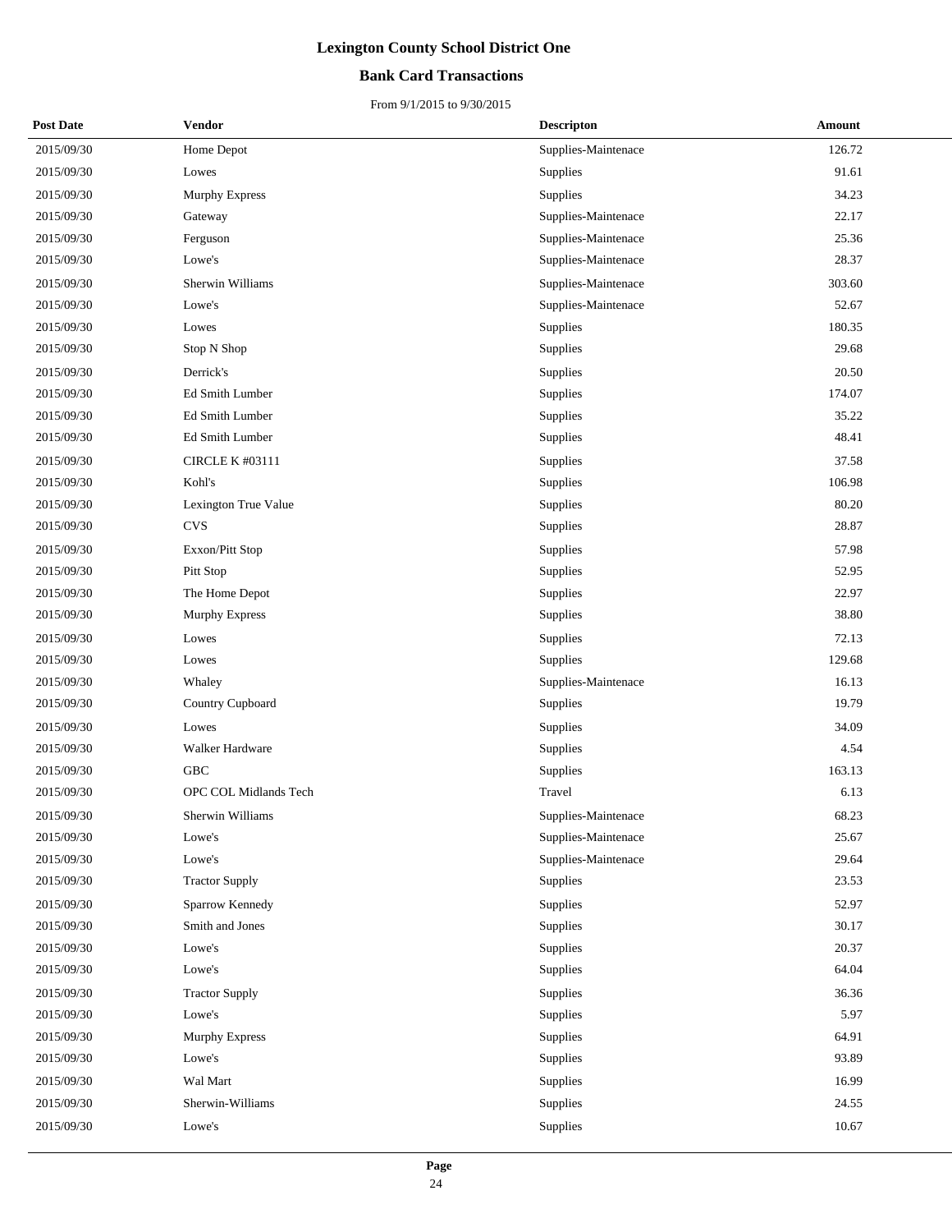# Lexington County School District One

## Bank Card Transactions

From 9/1/2015 to 9/30/2015

| Post Date | Vendor | Descripton | Amount |
|---|---|---|---|
| 2015/09/30 | Home Depot | Supplies-Maintenace | 126.72 |
| 2015/09/30 | Lowes | Supplies | 91.61 |
| 2015/09/30 | Murphy Express | Supplies | 34.23 |
| 2015/09/30 | Gateway | Supplies-Maintenace | 22.17 |
| 2015/09/30 | Ferguson | Supplies-Maintenace | 25.36 |
| 2015/09/30 | Lowe's | Supplies-Maintenace | 28.37 |
| 2015/09/30 | Sherwin Williams | Supplies-Maintenace | 303.60 |
| 2015/09/30 | Lowe's | Supplies-Maintenace | 52.67 |
| 2015/09/30 | Lowes | Supplies | 180.35 |
| 2015/09/30 | Stop N Shop | Supplies | 29.68 |
| 2015/09/30 | Derrick's | Supplies | 20.50 |
| 2015/09/30 | Ed Smith Lumber | Supplies | 174.07 |
| 2015/09/30 | Ed Smith Lumber | Supplies | 35.22 |
| 2015/09/30 | Ed Smith Lumber | Supplies | 48.41 |
| 2015/09/30 | CIRCLE K #03111 | Supplies | 37.58 |
| 2015/09/30 | Kohl's | Supplies | 106.98 |
| 2015/09/30 | Lexington True Value | Supplies | 80.20 |
| 2015/09/30 | CVS | Supplies | 28.87 |
| 2015/09/30 | Exxon/Pitt Stop | Supplies | 57.98 |
| 2015/09/30 | Pitt Stop | Supplies | 52.95 |
| 2015/09/30 | The Home Depot | Supplies | 22.97 |
| 2015/09/30 | Murphy Express | Supplies | 38.80 |
| 2015/09/30 | Lowes | Supplies | 72.13 |
| 2015/09/30 | Lowes | Supplies | 129.68 |
| 2015/09/30 | Whaley | Supplies-Maintenace | 16.13 |
| 2015/09/30 | Country Cupboard | Supplies | 19.79 |
| 2015/09/30 | Lowes | Supplies | 34.09 |
| 2015/09/30 | Walker Hardware | Supplies | 4.54 |
| 2015/09/30 | GBC | Supplies | 163.13 |
| 2015/09/30 | OPC COL Midlands Tech | Travel | 6.13 |
| 2015/09/30 | Sherwin Williams | Supplies-Maintenace | 68.23 |
| 2015/09/30 | Lowe's | Supplies-Maintenace | 25.67 |
| 2015/09/30 | Lowe's | Supplies-Maintenace | 29.64 |
| 2015/09/30 | Tractor Supply | Supplies | 23.53 |
| 2015/09/30 | Sparrow Kennedy | Supplies | 52.97 |
| 2015/09/30 | Smith and Jones | Supplies | 30.17 |
| 2015/09/30 | Lowe's | Supplies | 20.37 |
| 2015/09/30 | Lowe's | Supplies | 64.04 |
| 2015/09/30 | Tractor Supply | Supplies | 36.36 |
| 2015/09/30 | Lowe's | Supplies | 5.97 |
| 2015/09/30 | Murphy Express | Supplies | 64.91 |
| 2015/09/30 | Lowe's | Supplies | 93.89 |
| 2015/09/30 | Wal Mart | Supplies | 16.99 |
| 2015/09/30 | Sherwin-Williams | Supplies | 24.55 |
| 2015/09/30 | Lowe's | Supplies | 10.67 |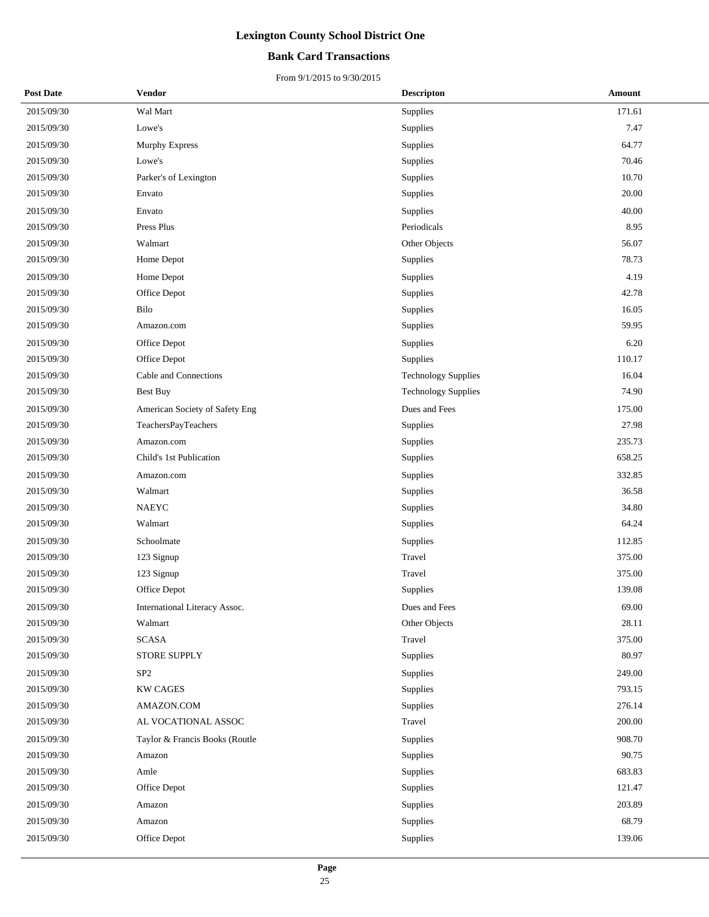# Lexington County School District One

## Bank Card Transactions

From 9/1/2015 to 9/30/2015

| Post Date | Vendor | Descripton | Amount |
|---|---|---|---|
| 2015/09/30 | Wal Mart | Supplies | 171.61 |
| 2015/09/30 | Lowe's | Supplies | 7.47 |
| 2015/09/30 | Murphy Express | Supplies | 64.77 |
| 2015/09/30 | Lowe's | Supplies | 70.46 |
| 2015/09/30 | Parker's of Lexington | Supplies | 10.70 |
| 2015/09/30 | Envato | Supplies | 20.00 |
| 2015/09/30 | Envato | Supplies | 40.00 |
| 2015/09/30 | Press Plus | Periodicals | 8.95 |
| 2015/09/30 | Walmart | Other Objects | 56.07 |
| 2015/09/30 | Home Depot | Supplies | 78.73 |
| 2015/09/30 | Home Depot | Supplies | 4.19 |
| 2015/09/30 | Office Depot | Supplies | 42.78 |
| 2015/09/30 | Bilo | Supplies | 16.05 |
| 2015/09/30 | Amazon.com | Supplies | 59.95 |
| 2015/09/30 | Office Depot | Supplies | 6.20 |
| 2015/09/30 | Office Depot | Supplies | 110.17 |
| 2015/09/30 | Cable and Connections | Technology Supplies | 16.04 |
| 2015/09/30 | Best Buy | Technology Supplies | 74.90 |
| 2015/09/30 | American Society of Safety Eng | Dues and Fees | 175.00 |
| 2015/09/30 | TeachersPayTeachers | Supplies | 27.98 |
| 2015/09/30 | Amazon.com | Supplies | 235.73 |
| 2015/09/30 | Child's 1st Publication | Supplies | 658.25 |
| 2015/09/30 | Amazon.com | Supplies | 332.85 |
| 2015/09/30 | Walmart | Supplies | 36.58 |
| 2015/09/30 | NAEYC | Supplies | 34.80 |
| 2015/09/30 | Walmart | Supplies | 64.24 |
| 2015/09/30 | Schoolmate | Supplies | 112.85 |
| 2015/09/30 | 123 Signup | Travel | 375.00 |
| 2015/09/30 | 123 Signup | Travel | 375.00 |
| 2015/09/30 | Office Depot | Supplies | 139.08 |
| 2015/09/30 | International Literacy Assoc. | Dues and Fees | 69.00 |
| 2015/09/30 | Walmart | Other Objects | 28.11 |
| 2015/09/30 | SCASA | Travel | 375.00 |
| 2015/09/30 | STORE SUPPLY | Supplies | 80.97 |
| 2015/09/30 | SP2 | Supplies | 249.00 |
| 2015/09/30 | KW CAGES | Supplies | 793.15 |
| 2015/09/30 | AMAZON.COM | Supplies | 276.14 |
| 2015/09/30 | AL VOCATIONAL ASSOC | Travel | 200.00 |
| 2015/09/30 | Taylor & Francis Books (Routle | Supplies | 908.70 |
| 2015/09/30 | Amazon | Supplies | 90.75 |
| 2015/09/30 | Amle | Supplies | 683.83 |
| 2015/09/30 | Office Depot | Supplies | 121.47 |
| 2015/09/30 | Amazon | Supplies | 203.89 |
| 2015/09/30 | Amazon | Supplies | 68.79 |
| 2015/09/30 | Office Depot | Supplies | 139.06 |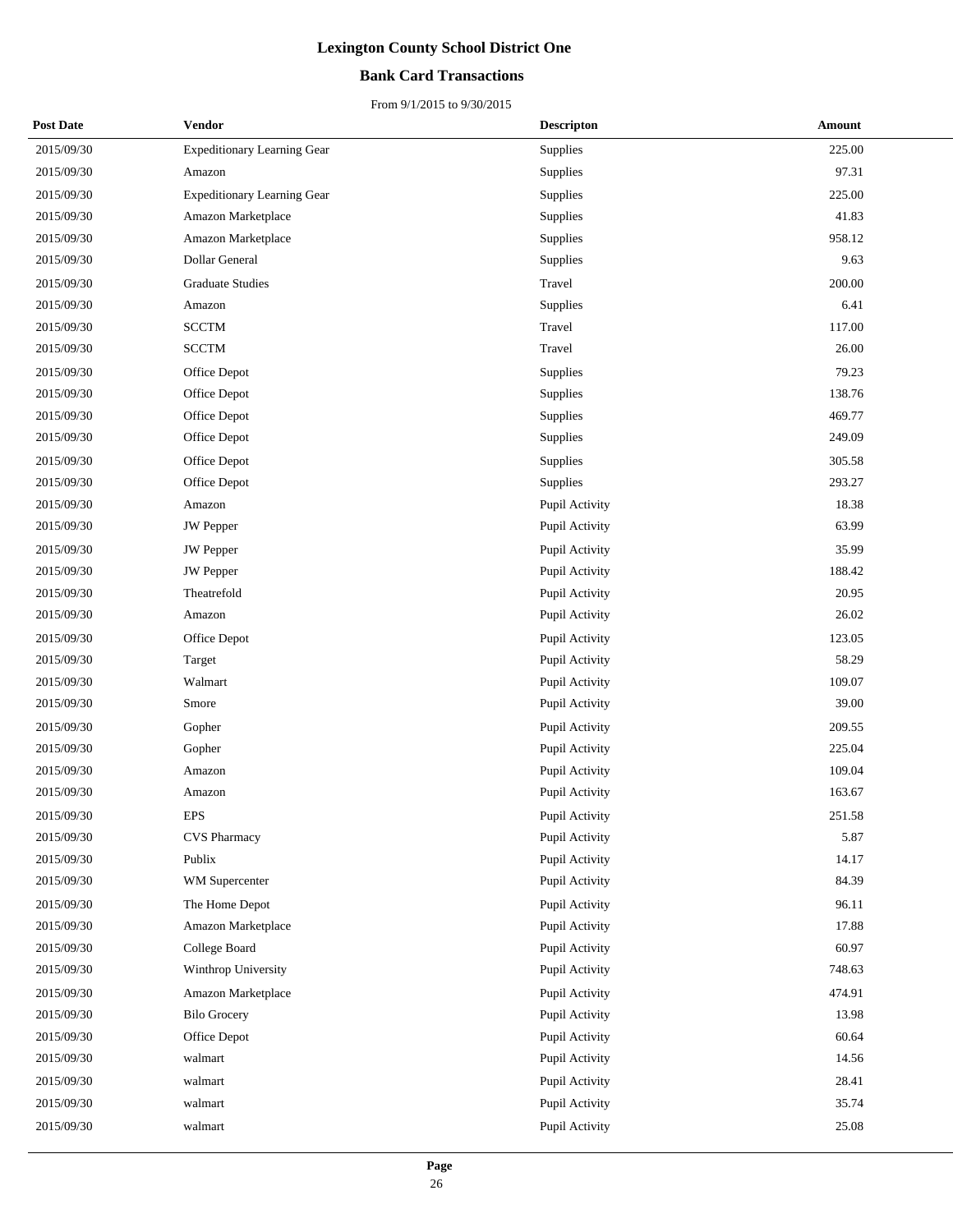# Lexington County School District One

## Bank Card Transactions

From 9/1/2015 to 9/30/2015

| Post Date | Vendor | Descripton | Amount |
|---|---|---|---|
| 2015/09/30 | Expeditionary Learning Gear | Supplies | 225.00 |
| 2015/09/30 | Amazon | Supplies | 97.31 |
| 2015/09/30 | Expeditionary Learning Gear | Supplies | 225.00 |
| 2015/09/30 | Amazon Marketplace | Supplies | 41.83 |
| 2015/09/30 | Amazon Marketplace | Supplies | 958.12 |
| 2015/09/30 | Dollar General | Supplies | 9.63 |
| 2015/09/30 | Graduate Studies | Travel | 200.00 |
| 2015/09/30 | Amazon | Supplies | 6.41 |
| 2015/09/30 | SCCTM | Travel | 117.00 |
| 2015/09/30 | SCCTM | Travel | 26.00 |
| 2015/09/30 | Office Depot | Supplies | 79.23 |
| 2015/09/30 | Office Depot | Supplies | 138.76 |
| 2015/09/30 | Office Depot | Supplies | 469.77 |
| 2015/09/30 | Office Depot | Supplies | 249.09 |
| 2015/09/30 | Office Depot | Supplies | 305.58 |
| 2015/09/30 | Office Depot | Supplies | 293.27 |
| 2015/09/30 | Amazon | Pupil Activity | 18.38 |
| 2015/09/30 | JW Pepper | Pupil Activity | 63.99 |
| 2015/09/30 | JW Pepper | Pupil Activity | 35.99 |
| 2015/09/30 | JW Pepper | Pupil Activity | 188.42 |
| 2015/09/30 | Theatrefold | Pupil Activity | 20.95 |
| 2015/09/30 | Amazon | Pupil Activity | 26.02 |
| 2015/09/30 | Office Depot | Pupil Activity | 123.05 |
| 2015/09/30 | Target | Pupil Activity | 58.29 |
| 2015/09/30 | Walmart | Pupil Activity | 109.07 |
| 2015/09/30 | Smore | Pupil Activity | 39.00 |
| 2015/09/30 | Gopher | Pupil Activity | 209.55 |
| 2015/09/30 | Gopher | Pupil Activity | 225.04 |
| 2015/09/30 | Amazon | Pupil Activity | 109.04 |
| 2015/09/30 | Amazon | Pupil Activity | 163.67 |
| 2015/09/30 | EPS | Pupil Activity | 251.58 |
| 2015/09/30 | CVS Pharmacy | Pupil Activity | 5.87 |
| 2015/09/30 | Publix | Pupil Activity | 14.17 |
| 2015/09/30 | WM Supercenter | Pupil Activity | 84.39 |
| 2015/09/30 | The Home Depot | Pupil Activity | 96.11 |
| 2015/09/30 | Amazon Marketplace | Pupil Activity | 17.88 |
| 2015/09/30 | College Board | Pupil Activity | 60.97 |
| 2015/09/30 | Winthrop University | Pupil Activity | 748.63 |
| 2015/09/30 | Amazon Marketplace | Pupil Activity | 474.91 |
| 2015/09/30 | Bilo Grocery | Pupil Activity | 13.98 |
| 2015/09/30 | Office Depot | Pupil Activity | 60.64 |
| 2015/09/30 | walmart | Pupil Activity | 14.56 |
| 2015/09/30 | walmart | Pupil Activity | 28.41 |
| 2015/09/30 | walmart | Pupil Activity | 35.74 |
| 2015/09/30 | walmart | Pupil Activity | 25.08 |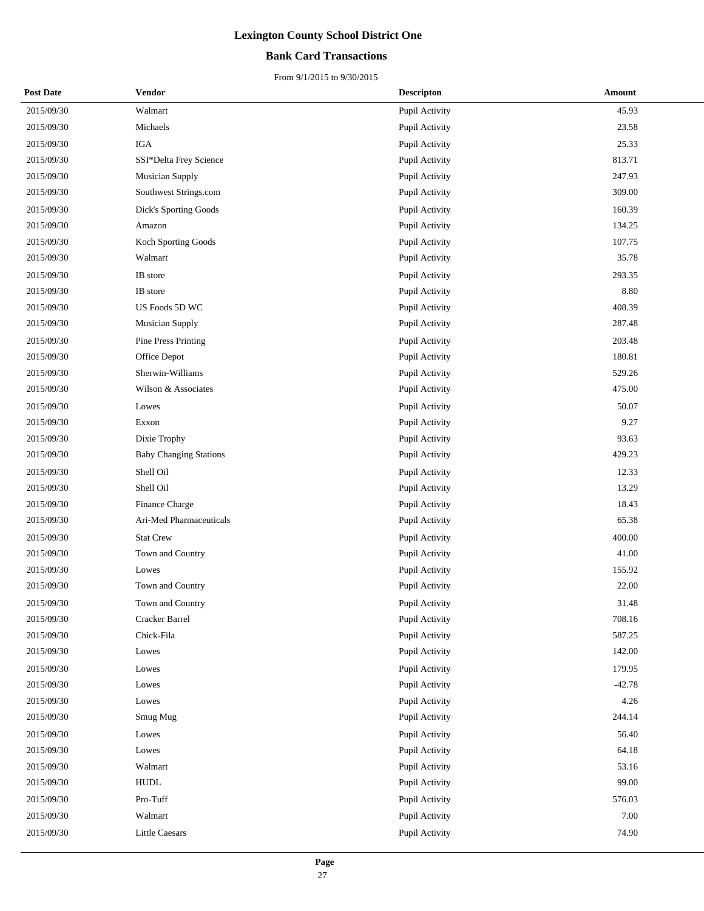# Lexington County School District One

## Bank Card Transactions

From 9/1/2015 to 9/30/2015

| Post Date | Vendor | Descripton | Amount |
|---|---|---|---|
| 2015/09/30 | Walmart | Pupil Activity | 45.93 |
| 2015/09/30 | Michaels | Pupil Activity | 23.58 |
| 2015/09/30 | IGA | Pupil Activity | 25.33 |
| 2015/09/30 | SSI*Delta Frey Science | Pupil Activity | 813.71 |
| 2015/09/30 | Musician Supply | Pupil Activity | 247.93 |
| 2015/09/30 | Southwest Strings.com | Pupil Activity | 309.00 |
| 2015/09/30 | Dick's Sporting Goods | Pupil Activity | 160.39 |
| 2015/09/30 | Amazon | Pupil Activity | 134.25 |
| 2015/09/30 | Koch Sporting Goods | Pupil Activity | 107.75 |
| 2015/09/30 | Walmart | Pupil Activity | 35.78 |
| 2015/09/30 | IB store | Pupil Activity | 293.35 |
| 2015/09/30 | IB store | Pupil Activity | 8.80 |
| 2015/09/30 | US Foods 5D WC | Pupil Activity | 408.39 |
| 2015/09/30 | Musician Supply | Pupil Activity | 287.48 |
| 2015/09/30 | Pine Press Printing | Pupil Activity | 203.48 |
| 2015/09/30 | Office Depot | Pupil Activity | 180.81 |
| 2015/09/30 | Sherwin-Williams | Pupil Activity | 529.26 |
| 2015/09/30 | Wilson & Associates | Pupil Activity | 475.00 |
| 2015/09/30 | Lowes | Pupil Activity | 50.07 |
| 2015/09/30 | Exxon | Pupil Activity | 9.27 |
| 2015/09/30 | Dixie Trophy | Pupil Activity | 93.63 |
| 2015/09/30 | Baby Changing Stations | Pupil Activity | 429.23 |
| 2015/09/30 | Shell Oil | Pupil Activity | 12.33 |
| 2015/09/30 | Shell Oil | Pupil Activity | 13.29 |
| 2015/09/30 | Finance Charge | Pupil Activity | 18.43 |
| 2015/09/30 | Ari-Med Pharmaceuticals | Pupil Activity | 65.38 |
| 2015/09/30 | Stat Crew | Pupil Activity | 400.00 |
| 2015/09/30 | Town and Country | Pupil Activity | 41.00 |
| 2015/09/30 | Lowes | Pupil Activity | 155.92 |
| 2015/09/30 | Town and Country | Pupil Activity | 22.00 |
| 2015/09/30 | Town and Country | Pupil Activity | 31.48 |
| 2015/09/30 | Cracker Barrel | Pupil Activity | 708.16 |
| 2015/09/30 | Chick-Fila | Pupil Activity | 587.25 |
| 2015/09/30 | Lowes | Pupil Activity | 142.00 |
| 2015/09/30 | Lowes | Pupil Activity | 179.95 |
| 2015/09/30 | Lowes | Pupil Activity | -42.78 |
| 2015/09/30 | Lowes | Pupil Activity | 4.26 |
| 2015/09/30 | Smug Mug | Pupil Activity | 244.14 |
| 2015/09/30 | Lowes | Pupil Activity | 56.40 |
| 2015/09/30 | Lowes | Pupil Activity | 64.18 |
| 2015/09/30 | Walmart | Pupil Activity | 53.16 |
| 2015/09/30 | HUDL | Pupil Activity | 99.00 |
| 2015/09/30 | Pro-Tuff | Pupil Activity | 576.03 |
| 2015/09/30 | Walmart | Pupil Activity | 7.00 |
| 2015/09/30 | Little Caesars | Pupil Activity | 74.90 |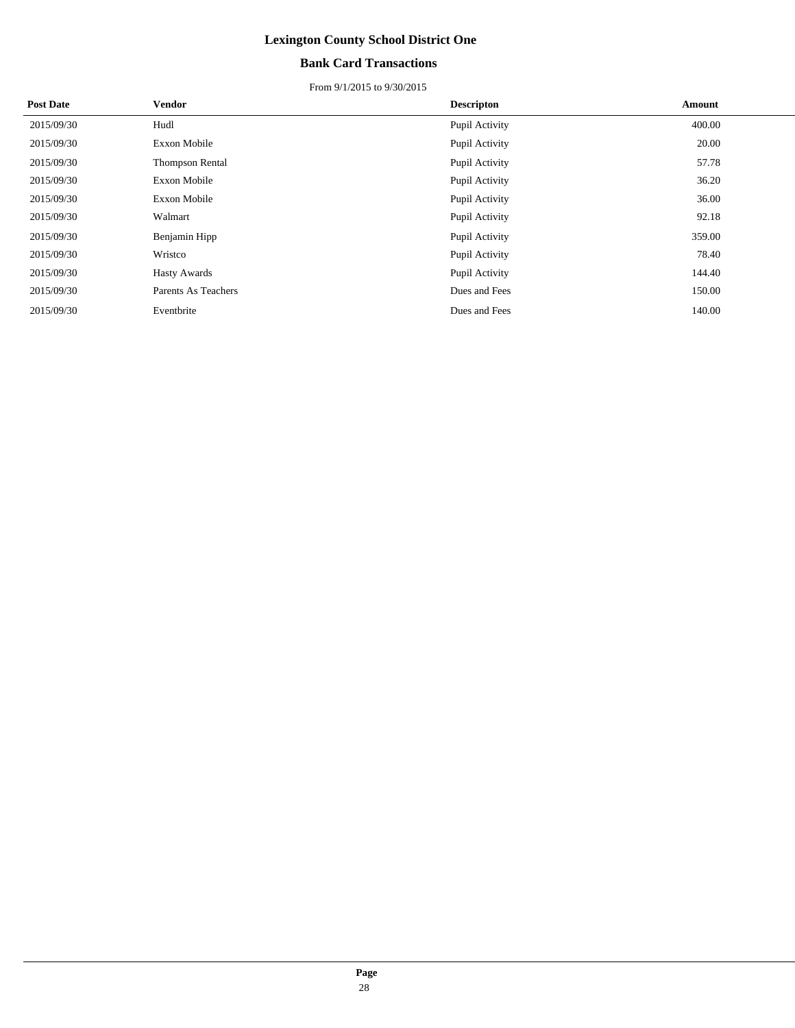# Lexington County School District One

## Bank Card Transactions

From 9/1/2015 to 9/30/2015

| Post Date | Vendor | Descripton | Amount |
|---|---|---|---|
| 2015/09/30 | Hudl | Pupil Activity | 400.00 |
| 2015/09/30 | Exxon Mobile | Pupil Activity | 20.00 |
| 2015/09/30 | Thompson Rental | Pupil Activity | 57.78 |
| 2015/09/30 | Exxon Mobile | Pupil Activity | 36.20 |
| 2015/09/30 | Exxon Mobile | Pupil Activity | 36.00 |
| 2015/09/30 | Walmart | Pupil Activity | 92.18 |
| 2015/09/30 | Benjamin Hipp | Pupil Activity | 359.00 |
| 2015/09/30 | Wristco | Pupil Activity | 78.40 |
| 2015/09/30 | Hasty Awards | Pupil Activity | 144.40 |
| 2015/09/30 | Parents As Teachers | Dues and Fees | 150.00 |
| 2015/09/30 | Eventbrite | Dues and Fees | 140.00 |